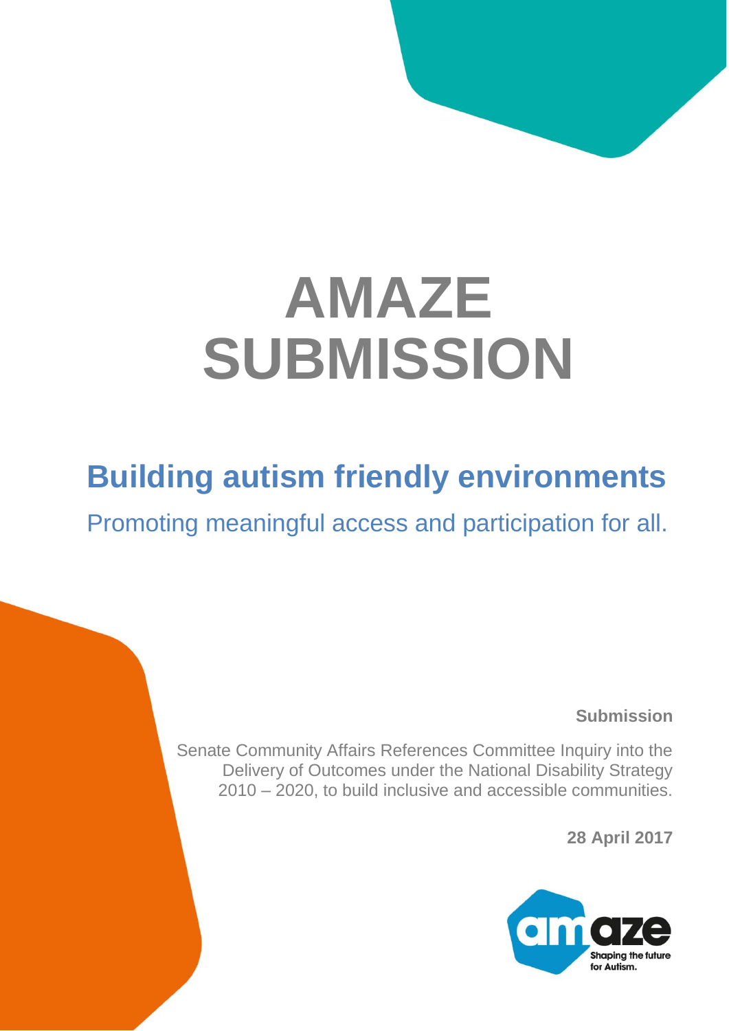# AMAZE SUBMISSION

## Building autism friendly environments

Promoting meaningful access and participation for all.

**Submission**

Senate Community Affairs References Committee Inquiry into the Delivery of Outcomes under the National Disability Strategy 2010 – 2020, to build inclusive and accessible communities.

**28 April 2017**

amaze
Shaping the future for Autism.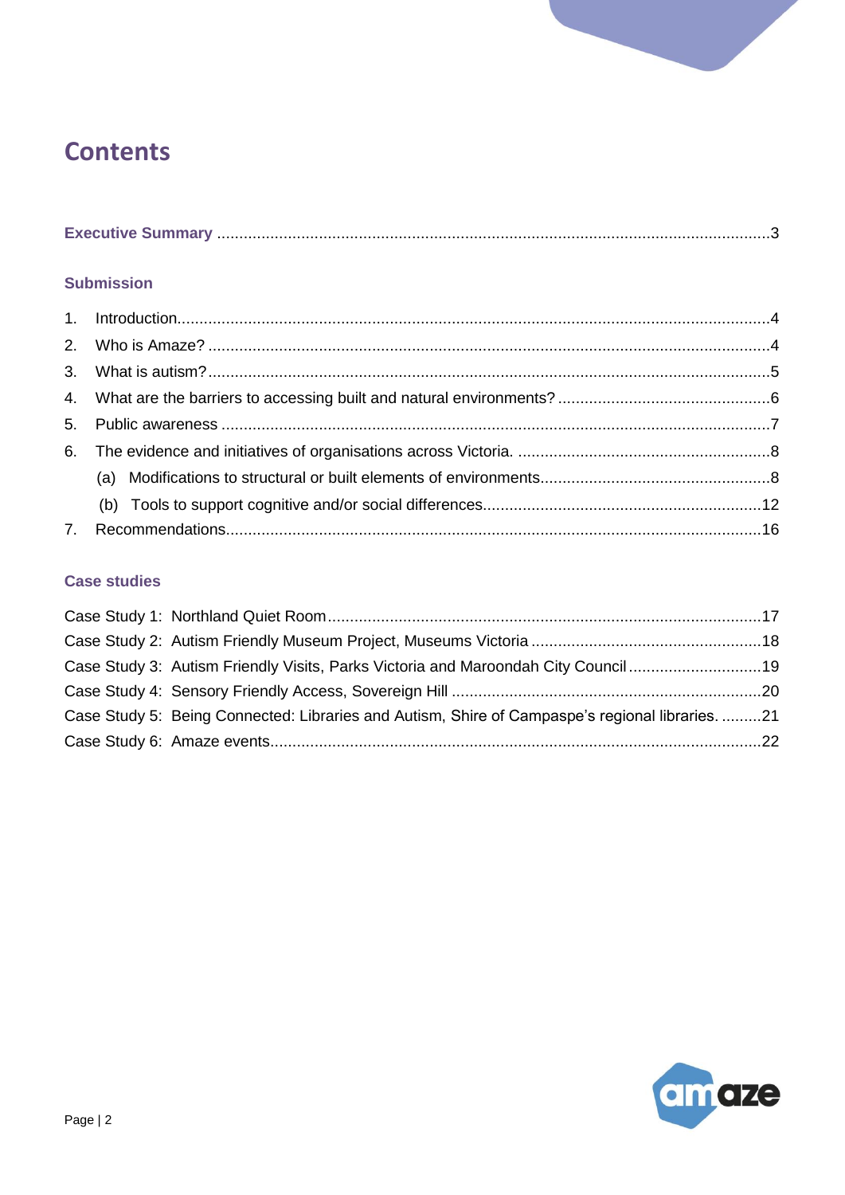# Contents

**Executive Summary** ............................................................................................................................3

**Submission**

1. Introduction......................................................................................................................................4
2. Who is Amaze? ...............................................................................................................................4
3. What is autism?...............................................................................................................................5
4. What are the barriers to accessing built and natural environments? ................................................6
5. Public awareness ............................................................................................................................7
6. The evidence and initiatives of organisations across Victoria. .........................................................8
   (a) Modifications to structural or built elements of environments....................................................8
   (b) Tools to support cognitive and/or social differences...............................................................12
7. Recommendations.........................................................................................................................16

**Case studies**

Case Study 1: Northland Quiet Room..................................................................................................17
Case Study 2: Autism Friendly Museum Project, Museums Victoria ....................................................18
Case Study 3: Autism Friendly Visits, Parks Victoria and Maroondah City Council ..............................19
Case Study 4: Sensory Friendly Access, Sovereign Hill ......................................................................20
Case Study 5: Being Connected: Libraries and Autism, Shire of Campaspe's regional libraries. .........21
Case Study 6: Amaze events...............................................................................................................22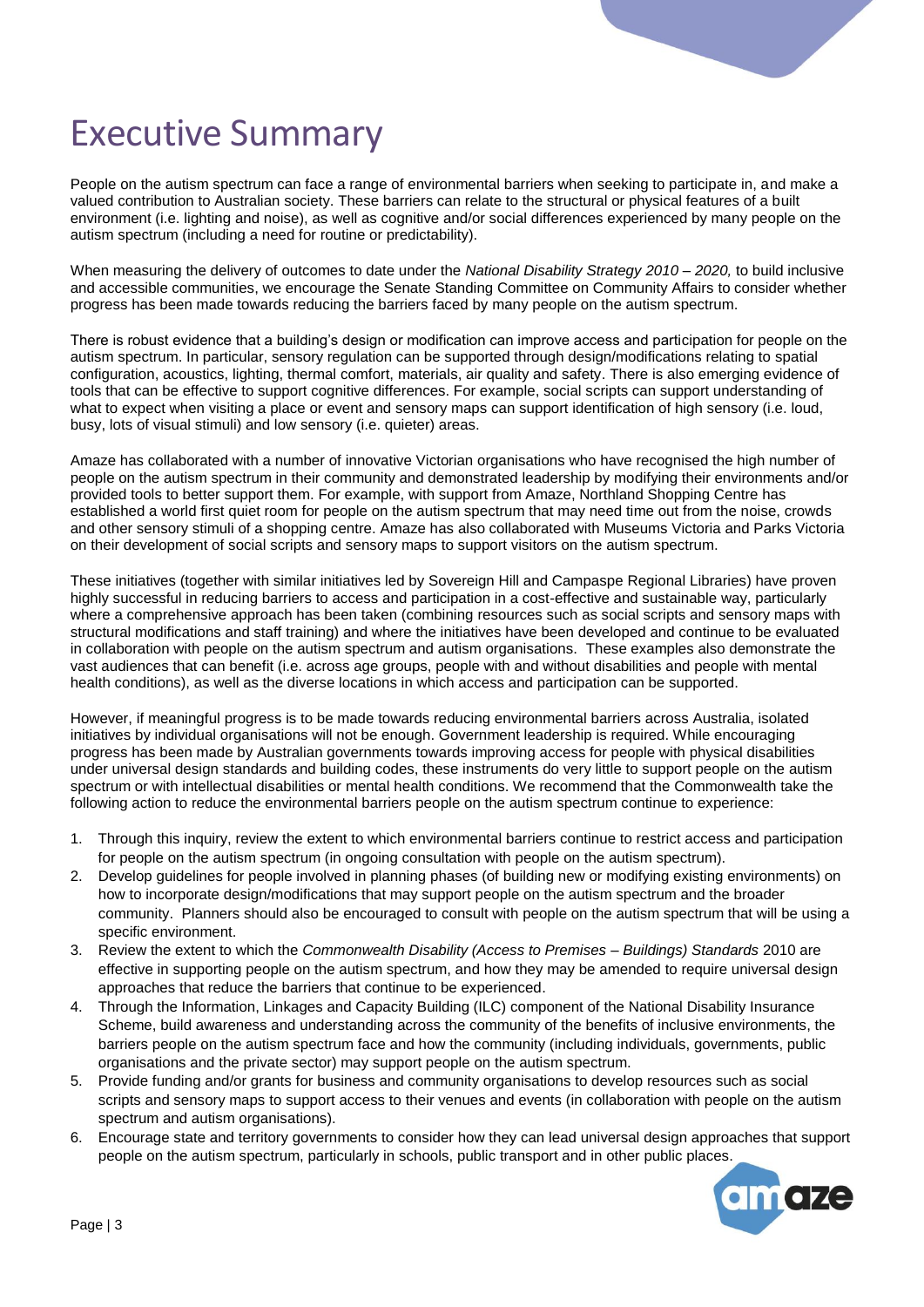# Executive Summary

People on the autism spectrum can face a range of environmental barriers when seeking to participate in, and make a valued contribution to Australian society. These barriers can relate to the structural or physical features of a built environment (i.e. lighting and noise), as well as cognitive and/or social differences experienced by many people on the autism spectrum (including a need for routine or predictability).

When measuring the delivery of outcomes to date under the *National Disability Strategy 2010 – 2020,* to build inclusive and accessible communities, we encourage the Senate Standing Committee on Community Affairs to consider whether progress has been made towards reducing the barriers faced by many people on the autism spectrum.

There is robust evidence that a building's design or modification can improve access and participation for people on the autism spectrum. In particular, sensory regulation can be supported through design/modifications relating to spatial configuration, acoustics, lighting, thermal comfort, materials, air quality and safety. There is also emerging evidence of tools that can be effective to support cognitive differences. For example, social scripts can support understanding of what to expect when visiting a place or event and sensory maps can support identification of high sensory (i.e. loud, busy, lots of visual stimuli) and low sensory (i.e. quieter) areas.

Amaze has collaborated with a number of innovative Victorian organisations who have recognised the high number of people on the autism spectrum in their community and demonstrated leadership by modifying their environments and/or provided tools to better support them. For example, with support from Amaze, Northland Shopping Centre has established a world first quiet room for people on the autism spectrum that may need time out from the noise, crowds and other sensory stimuli of a shopping centre. Amaze has also collaborated with Museums Victoria and Parks Victoria on their development of social scripts and sensory maps to support visitors on the autism spectrum.

These initiatives (together with similar initiatives led by Sovereign Hill and Campaspe Regional Libraries) have proven highly successful in reducing barriers to access and participation in a cost-effective and sustainable way, particularly where a comprehensive approach has been taken (combining resources such as social scripts and sensory maps with structural modifications and staff training) and where the initiatives have been developed and continue to be evaluated in collaboration with people on the autism spectrum and autism organisations. These examples also demonstrate the vast audiences that can benefit (i.e. across age groups, people with and without disabilities and people with mental health conditions), as well as the diverse locations in which access and participation can be supported.

However, if meaningful progress is to be made towards reducing environmental barriers across Australia, isolated initiatives by individual organisations will not be enough. Government leadership is required. While encouraging progress has been made by Australian governments towards improving access for people with physical disabilities under universal design standards and building codes, these instruments do very little to support people on the autism spectrum or with intellectual disabilities or mental health conditions. We recommend that the Commonwealth take the following action to reduce the environmental barriers people on the autism spectrum continue to experience:

1. Through this inquiry, review the extent to which environmental barriers continue to restrict access and participation for people on the autism spectrum (in ongoing consultation with people on the autism spectrum).
2. Develop guidelines for people involved in planning phases (of building new or modifying existing environments) on how to incorporate design/modifications that may support people on the autism spectrum and the broader community. Planners should also be encouraged to consult with people on the autism spectrum that will be using a specific environment.
3. Review the extent to which the *Commonwealth Disability (Access to Premises – Buildings) Standards* 2010 are effective in supporting people on the autism spectrum, and how they may be amended to require universal design approaches that reduce the barriers that continue to be experienced.
4. Through the Information, Linkages and Capacity Building (ILC) component of the National Disability Insurance Scheme, build awareness and understanding across the community of the benefits of inclusive environments, the barriers people on the autism spectrum face and how the community (including individuals, governments, public organisations and the private sector) may support people on the autism spectrum.
5. Provide funding and/or grants for business and community organisations to develop resources such as social scripts and sensory maps to support access to their venues and events (in collaboration with people on the autism spectrum and autism organisations).
6. Encourage state and territory governments to consider how they can lead universal design approaches that support people on the autism spectrum, particularly in schools, public transport and in other public places.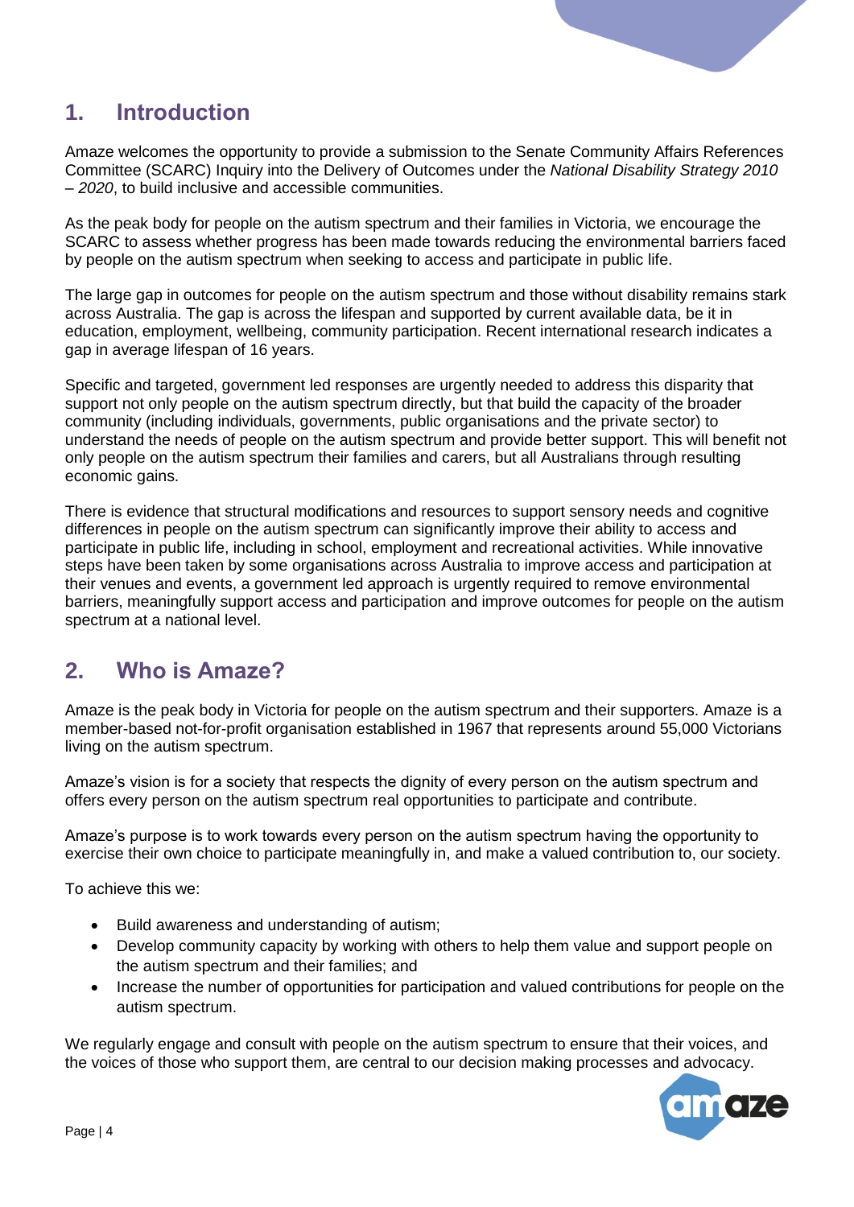## 1. Introduction

Amaze welcomes the opportunity to provide a submission to the Senate Community Affairs References Committee (SCARC) Inquiry into the Delivery of Outcomes under the *National Disability Strategy 2010 – 2020*, to build inclusive and accessible communities.

As the peak body for people on the autism spectrum and their families in Victoria, we encourage the SCARC to assess whether progress has been made towards reducing the environmental barriers faced by people on the autism spectrum when seeking to access and participate in public life.

The large gap in outcomes for people on the autism spectrum and those without disability remains stark across Australia. The gap is across the lifespan and supported by current available data, be it in education, employment, wellbeing, community participation. Recent international research indicates a gap in average lifespan of 16 years.

Specific and targeted, government led responses are urgently needed to address this disparity that support not only people on the autism spectrum directly, but that build the capacity of the broader community (including individuals, governments, public organisations and the private sector) to understand the needs of people on the autism spectrum and provide better support. This will benefit not only people on the autism spectrum their families and carers, but all Australians through resulting economic gains.

There is evidence that structural modifications and resources to support sensory needs and cognitive differences in people on the autism spectrum can significantly improve their ability to access and participate in public life, including in school, employment and recreational activities. While innovative steps have been taken by some organisations across Australia to improve access and participation at their venues and events, a government led approach is urgently required to remove environmental barriers, meaningfully support access and participation and improve outcomes for people on the autism spectrum at a national level.

## 2. Who is Amaze?

Amaze is the peak body in Victoria for people on the autism spectrum and their supporters. Amaze is a member-based not-for-profit organisation established in 1967 that represents around 55,000 Victorians living on the autism spectrum.

Amaze's vision is for a society that respects the dignity of every person on the autism spectrum and offers every person on the autism spectrum real opportunities to participate and contribute.

Amaze's purpose is to work towards every person on the autism spectrum having the opportunity to exercise their own choice to participate meaningfully in, and make a valued contribution to, our society.

To achieve this we:

- Build awareness and understanding of autism;
- Develop community capacity by working with others to help them value and support people on the autism spectrum and their families; and
- Increase the number of opportunities for participation and valued contributions for people on the autism spectrum.

We regularly engage and consult with people on the autism spectrum to ensure that their voices, and the voices of those who support them, are central to our decision making processes and advocacy.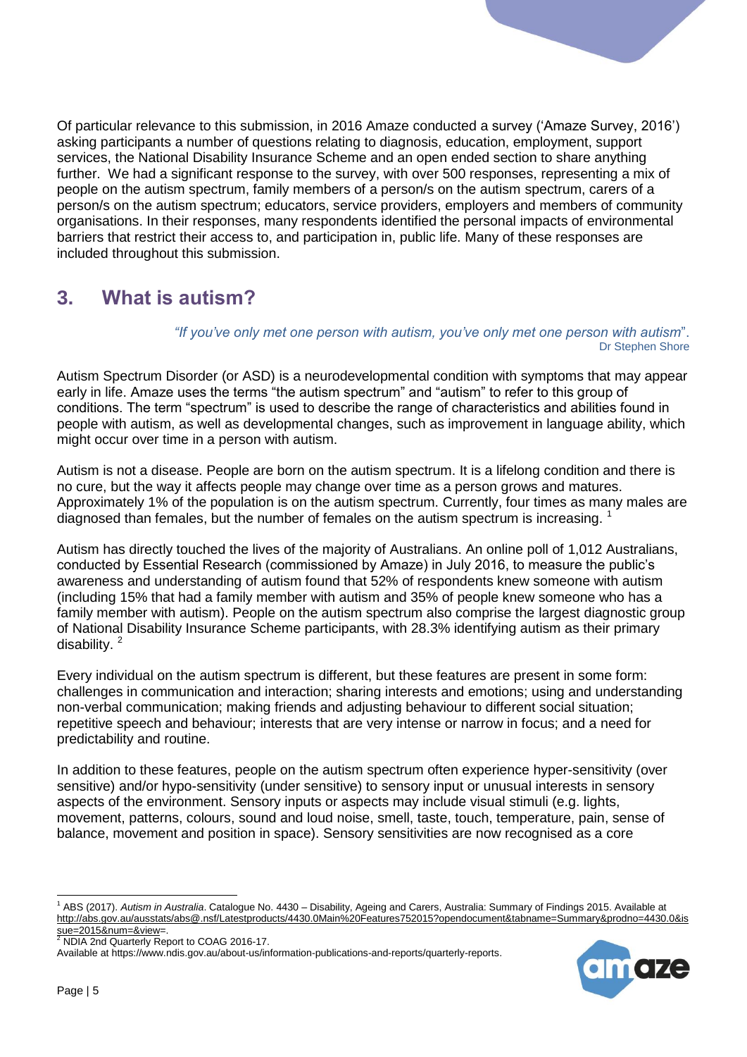Of particular relevance to this submission, in 2016 Amaze conducted a survey ('Amaze Survey, 2016') asking participants a number of questions relating to diagnosis, education, employment, support services, the National Disability Insurance Scheme and an open ended section to share anything further. We had a significant response to the survey, with over 500 responses, representing a mix of people on the autism spectrum, family members of a person/s on the autism spectrum, carers of a person/s on the autism spectrum; educators, service providers, employers and members of community organisations. In their responses, many respondents identified the personal impacts of environmental barriers that restrict their access to, and participation in, public life. Many of these responses are included throughout this submission.

## 3. What is autism?

*"If you've only met one person with autism, you've only met one person with autism"*.
Dr Stephen Shore

Autism Spectrum Disorder (or ASD) is a neurodevelopmental condition with symptoms that may appear early in life. Amaze uses the terms "the autism spectrum" and "autism" to refer to this group of conditions. The term "spectrum" is used to describe the range of characteristics and abilities found in people with autism, as well as developmental changes, such as improvement in language ability, which might occur over time in a person with autism.

Autism is not a disease. People are born on the autism spectrum. It is a lifelong condition and there is no cure, but the way it affects people may change over time as a person grows and matures. Approximately 1% of the population is on the autism spectrum. Currently, four times as many males are diagnosed than females, but the number of females on the autism spectrum is increasing. [1]

Autism has directly touched the lives of the majority of Australians. An online poll of 1,012 Australians, conducted by Essential Research (commissioned by Amaze) in July 2016, to measure the public's awareness and understanding of autism found that 52% of respondents knew someone with autism (including 15% that had a family member with autism and 35% of people knew someone who has a family member with autism). People on the autism spectrum also comprise the largest diagnostic group of National Disability Insurance Scheme participants, with 28.3% identifying autism as their primary disability. [2]

Every individual on the autism spectrum is different, but these features are present in some form: challenges in communication and interaction; sharing interests and emotions; using and understanding non-verbal communication; making friends and adjusting behaviour to different social situation; repetitive speech and behaviour; interests that are very intense or narrow in focus; and a need for predictability and routine.

In addition to these features, people on the autism spectrum often experience hyper-sensitivity (over sensitive) and/or hypo-sensitivity (under sensitive) to sensory input or unusual interests in sensory aspects of the environment. Sensory inputs or aspects may include visual stimuli (e.g. lights, movement, patterns, colours, sound and loud noise, smell, taste, touch, temperature, pain, sense of balance, movement and position in space). Sensory sensitivities are now recognised as a core

---

[1] ABS (2017). *Autism in Australia*. Catalogue No. 4430 – Disability, Ageing and Carers, Australia: Summary of Findings 2015. Available at http://abs.gov.au/ausstats/abs@.nsf/Latestproducts/4430.0Main%20Features752015?opendocument&tabname=Summary&prodno=4430.0&issue=2015&num=&view=.

[2] NDIA 2nd Quarterly Report to COAG 2016-17. Available at https://www.ndis.gov.au/about-us/information-publications-and-reports/quarterly-reports.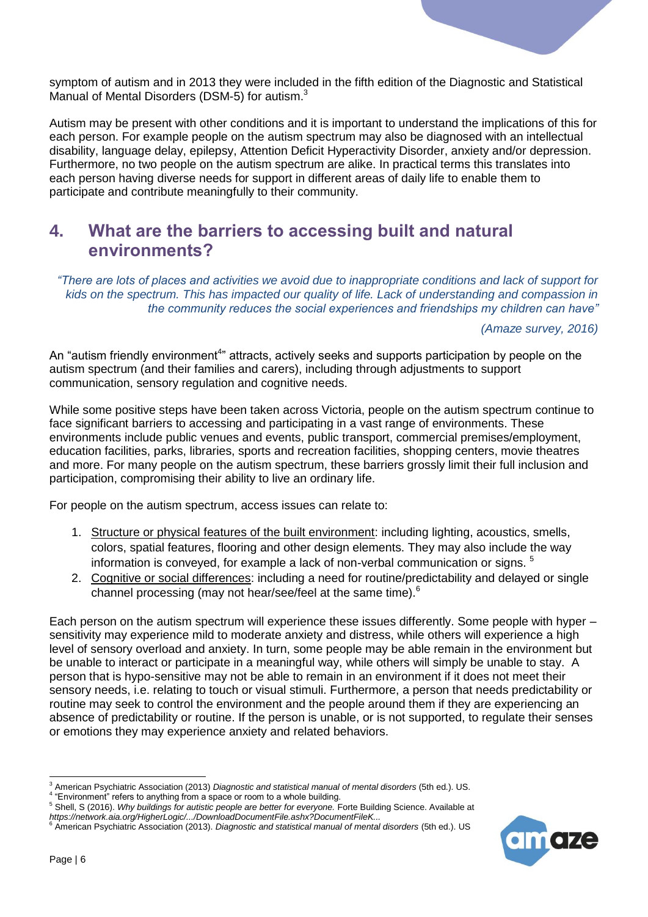symptom of autism and in 2013 they were included in the fifth edition of the Diagnostic and Statistical Manual of Mental Disorders (DSM-5) for autism.[3]

Autism may be present with other conditions and it is important to understand the implications of this for each person. For example people on the autism spectrum may also be diagnosed with an intellectual disability, language delay, epilepsy, Attention Deficit Hyperactivity Disorder, anxiety and/or depression. Furthermore, no two people on the autism spectrum are alike. In practical terms this translates into each person having diverse needs for support in different areas of daily life to enable them to participate and contribute meaningfully to their community.

## 4. What are the barriers to accessing built and natural environments?

*"There are lots of places and activities we avoid due to inappropriate conditions and lack of support for kids on the spectrum. This has impacted our quality of life. Lack of understanding and compassion in the community reduces the social experiences and friendships my children can have"*

*(Amaze survey, 2016)*

An "autism friendly environment[4]" attracts, actively seeks and supports participation by people on the autism spectrum (and their families and carers), including through adjustments to support communication, sensory regulation and cognitive needs.

While some positive steps have been taken across Victoria, people on the autism spectrum continue to face significant barriers to accessing and participating in a vast range of environments. These environments include public venues and events, public transport, commercial premises/employment, education facilities, parks, libraries, sports and recreation facilities, shopping centers, movie theatres and more. For many people on the autism spectrum, these barriers grossly limit their full inclusion and participation, compromising their ability to live an ordinary life.

For people on the autism spectrum, access issues can relate to:

1. Structure or physical features of the built environment: including lighting, acoustics, smells, colors, spatial features, flooring and other design elements. They may also include the way information is conveyed, for example a lack of non-verbal communication or signs. [5]
2. Cognitive or social differences: including a need for routine/predictability and delayed or single channel processing (may not hear/see/feel at the same time).[6]

Each person on the autism spectrum will experience these issues differently. Some people with hyper – sensitivity may experience mild to moderate anxiety and distress, while others will experience a high level of sensory overload and anxiety. In turn, some people may be able remain in the environment but be unable to interact or participate in a meaningful way, while others will simply be unable to stay. A person that is hypo-sensitive may not be able to remain in an environment if it does not meet their sensory needs, i.e. relating to touch or visual stimuli. Furthermore, a person that needs predictability or routine may seek to control the environment and the people around them if they are experiencing an absence of predictability or routine. If the person is unable, or is not supported, to regulate their senses or emotions they may experience anxiety and related behaviors.

---

[3] American Psychiatric Association (2013) *Diagnostic and statistical manual of mental disorders* (5th ed.). US.

[4] "Environment" refers to anything from a space or room to a whole building.

[5] Shell, S (2016). *Why buildings for autistic people are better for everyone.* Forte Building Science. Available at *https://network.aia.org/HigherLogic/.../DownloadDocumentFile.ashx?DocumentFileK...*

[6] American Psychiatric Association (2013). *Diagnostic and statistical manual of mental disorders* (5th ed.). US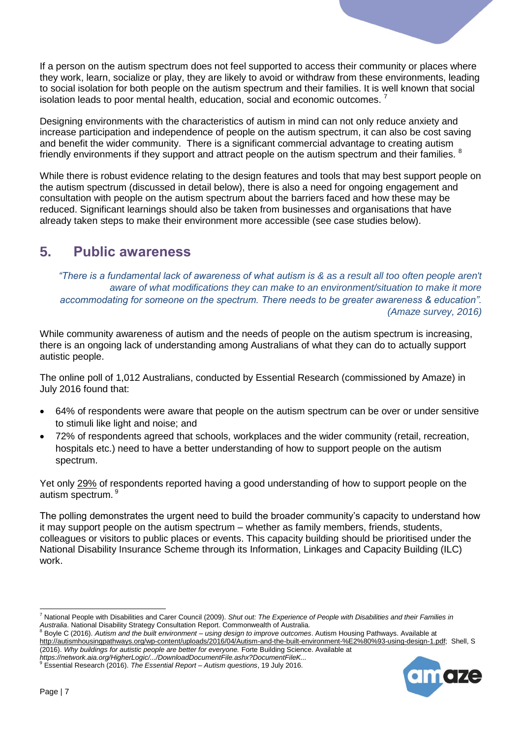If a person on the autism spectrum does not feel supported to access their community or places where they work, learn, socialize or play, they are likely to avoid or withdraw from these environments, leading to social isolation for both people on the autism spectrum and their families. It is well known that social isolation leads to poor mental health, education, social and economic outcomes. [7]

Designing environments with the characteristics of autism in mind can not only reduce anxiety and increase participation and independence of people on the autism spectrum, it can also be cost saving and benefit the wider community. There is a significant commercial advantage to creating autism friendly environments if they support and attract people on the autism spectrum and their families. [8]

While there is robust evidence relating to the design features and tools that may best support people on the autism spectrum (discussed in detail below), there is also a need for ongoing engagement and consultation with people on the autism spectrum about the barriers faced and how these may be reduced. Significant learnings should also be taken from businesses and organisations that have already taken steps to make their environment more accessible (see case studies below).

## 5. Public awareness

> *"There is a fundamental lack of awareness of what autism is & as a result all too often people aren't aware of what modifications they can make to an environment/situation to make it more accommodating for someone on the spectrum. There needs to be greater awareness & education". (Amaze survey, 2016)*

While community awareness of autism and the needs of people on the autism spectrum is increasing, there is an ongoing lack of understanding among Australians of what they can do to actually support autistic people.

The online poll of 1,012 Australians, conducted by Essential Research (commissioned by Amaze) in July 2016 found that:

- 64% of respondents were aware that people on the autism spectrum can be over or under sensitive to stimuli like light and noise; and
- 72% of respondents agreed that schools, workplaces and the wider community (retail, recreation, hospitals etc.) need to have a better understanding of how to support people on the autism spectrum.

Yet only 29% of respondents reported having a good understanding of how to support people on the autism spectrum. [9]

The polling demonstrates the urgent need to build the broader community's capacity to understand how it may support people on the autism spectrum – whether as family members, friends, students, colleagues or visitors to public places or events. This capacity building should be prioritised under the National Disability Insurance Scheme through its Information, Linkages and Capacity Building (ILC) work.

---

[7] National People with Disabilities and Carer Council (2009). *Shut out: The Experience of People with Disabilities and their Families in Australia*. National Disability Strategy Consultation Report. Commonwealth of Australia.

[8] Boyle C (2016). *Autism and the built environment – using design to improve outcomes*. Autism Housing Pathways. Available at http://autismhousingpathways.org/wp-content/uploads/2016/04/Autism-and-the-built-environment-%E2%80%93-using-design-1.pdf; Shell, S (2016). *Why buildings for autistic people are better for everyone.* Forte Building Science. Available at *https://network.aia.org/HigherLogic/.../DownloadDocumentFile.ashx?DocumentFileK...*

[9] Essential Research (2016). *The Essential Report – Autism questions*, 19 July 2016.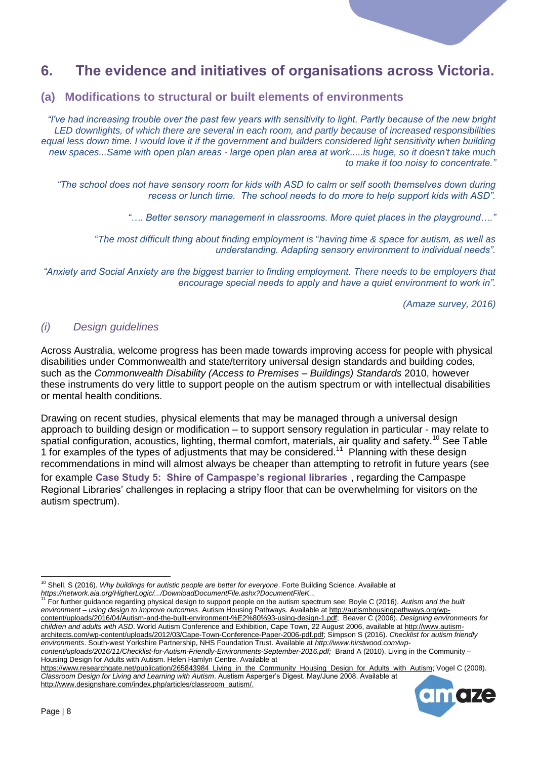## 6. The evidence and initiatives of organisations across Victoria.

### (a) Modifications to structural or built elements of environments

*"I've had increasing trouble over the past few years with sensitivity to light. Partly because of the new bright LED downlights, of which there are several in each room, and partly because of increased responsibilities equal less down time. I would love it if the government and builders considered light sensitivity when building new spaces...Same with open plan areas - large open plan area at work.....is huge, so it doesn't take much to make it too noisy to concentrate."*

*"The school does not have sensory room for kids with ASD to calm or self sooth themselves down during recess or lunch time. The school needs to do more to help support kids with ASD".*

*"…. Better sensory management in classrooms. More quiet places in the playground…."*

"*The most difficult thing about finding employment is* "*having time & space for autism, as well as understanding. Adapting sensory environment to individual needs".*

*"Anxiety and Social Anxiety are the biggest barrier to finding employment. There needs to be employers that encourage special needs to apply and have a quiet environment to work in".*

*(Amaze survey, 2016)*

#### *(i) Design guidelines*

Across Australia, welcome progress has been made towards improving access for people with physical disabilities under Commonwealth and state/territory universal design standards and building codes, such as the *Commonwealth Disability (Access to Premises – Buildings) Standards* 2010, however these instruments do very little to support people on the autism spectrum or with intellectual disabilities or mental health conditions.

Drawing on recent studies, physical elements that may be managed through a universal design approach to building design or modification – to support sensory regulation in particular - may relate to spatial configuration, acoustics, lighting, thermal comfort, materials, air quality and safety.[10] See Table 1 for examples of the types of adjustments that may be considered.[11] Planning with these design recommendations in mind will almost always be cheaper than attempting to retrofit in future years (see for example **Case Study 5: Shire of Campaspe's regional libraries** , regarding the Campaspe Regional Libraries' challenges in replacing a stripy floor that can be overwhelming for visitors on the autism spectrum).

---

[10] Shell, S (2016). *Why buildings for autistic people are better for everyone*. Forte Building Science. Available at *https://network.aia.org/HigherLogic/.../DownloadDocumentFile.ashx?DocumentFileK...*

[11] For further guidance regarding physical design to support people on the autism spectrum see: Boyle C (2016). *Autism and the built environment – using design to improve outcomes*. Autism Housing Pathways. Available at http://autismhousingpathways.org/wp-content/uploads/2016/04/Autism-and-the-built-environment-%E2%80%93-using-design-1.pdf; Beaver C (2006). *Designing environments for children and adults with ASD*. World Autism Conference and Exhibition, Cape Town, 22 August 2006, available at http://www.autism-architects.com/wp-content/uploads/2012/03/Cape-Town-Conference-Paper-2006-pdf.pdf; Simpson S (2016). *Checklist for autism friendly environments*. South-west Yorkshire Partnership, NHS Foundation Trust. Available at *http://www.hirstwood.com/wp-content/uploads/2016/11/Checklist-for-Autism-Friendly-Environments-September-2016.pdf;* Brand A (2010). Living in the Community – Housing Design for Adults with Autism. Helen Hamlyn Centre. Available at https://www.researchgate.net/publication/265843984_Living_in_the_Community_Housing_Design_for_Adults_with_Autism; Vogel C (2008). *Classroom Design for Living and Learning with Autism*. Austism Asperger's Digest. May/June 2008. Available at http://www.designshare.com/index.php/articles/classroom_autism/.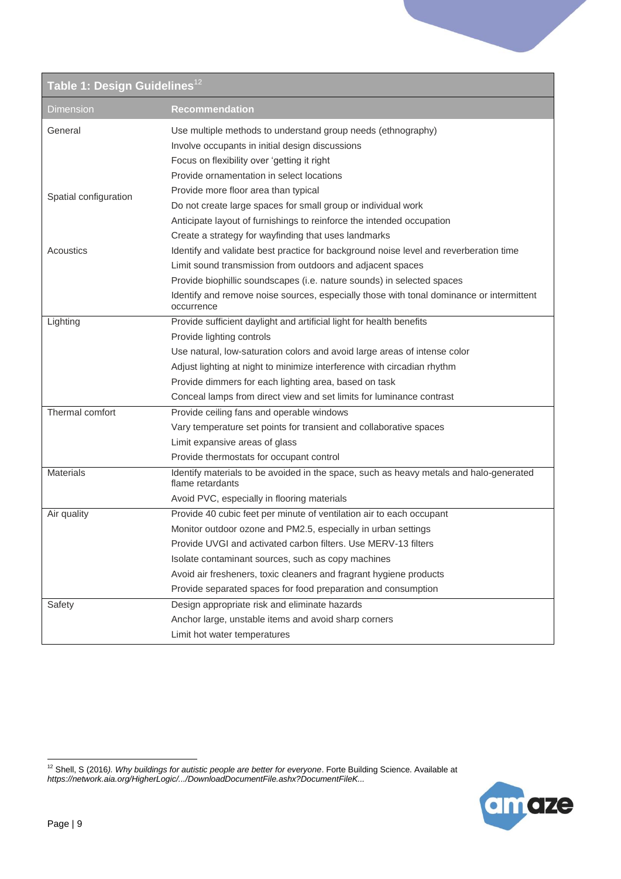**Table 1: Design Guidelines**[12]

| Dimension | Recommendation |
|---|---|
| General | Use multiple methods to understand group needs (ethnography) |
| | Involve occupants in initial design discussions |
| | Focus on flexibility over 'getting it right |
| | Provide ornamentation in select locations |
| Spatial configuration | Provide more floor area than typical |
| | Do not create large spaces for small group or individual work |
| | Anticipate layout of furnishings to reinforce the intended occupation |
| | Create a strategy for wayfinding that uses landmarks |
| Acoustics | Identify and validate best practice for background noise level and reverberation time |
| | Limit sound transmission from outdoors and adjacent spaces |
| | Provide biophillic soundscapes (i.e. nature sounds) in selected spaces |
| | Identify and remove noise sources, especially those with tonal dominance or intermittent occurrence |
| Lighting | Provide sufficient daylight and artificial light for health benefits |
| | Provide lighting controls |
| | Use natural, low-saturation colors and avoid large areas of intense color |
| | Adjust lighting at night to minimize interference with circadian rhythm |
| | Provide dimmers for each lighting area, based on task |
| | Conceal lamps from direct view and set limits for luminance contrast |
| Thermal comfort | Provide ceiling fans and operable windows |
| | Vary temperature set points for transient and collaborative spaces |
| | Limit expansive areas of glass |
| | Provide thermostats for occupant control |
| Materials | Identify materials to be avoided in the space, such as heavy metals and halo-generated flame retardants |
| | Avoid PVC, especially in flooring materials |
| Air quality | Provide 40 cubic feet per minute of ventilation air to each occupant |
| | Monitor outdoor ozone and PM2.5, especially in urban settings |
| | Provide UVGI and activated carbon filters. Use MERV-13 filters |
| | Isolate contaminant sources, such as copy machines |
| | Avoid air fresheners, toxic cleaners and fragrant hygiene products |
| | Provide separated spaces for food preparation and consumption |
| Safety | Design appropriate risk and eliminate hazards |
| | Anchor large, unstable items and avoid sharp corners |
| | Limit hot water temperatures |

[12] Shell, S (2016*). Why buildings for autistic people are better for everyone*. Forte Building Science. Available at *https://network.aia.org/HigherLogic/.../DownloadDocumentFile.ashx?DocumentFileK...*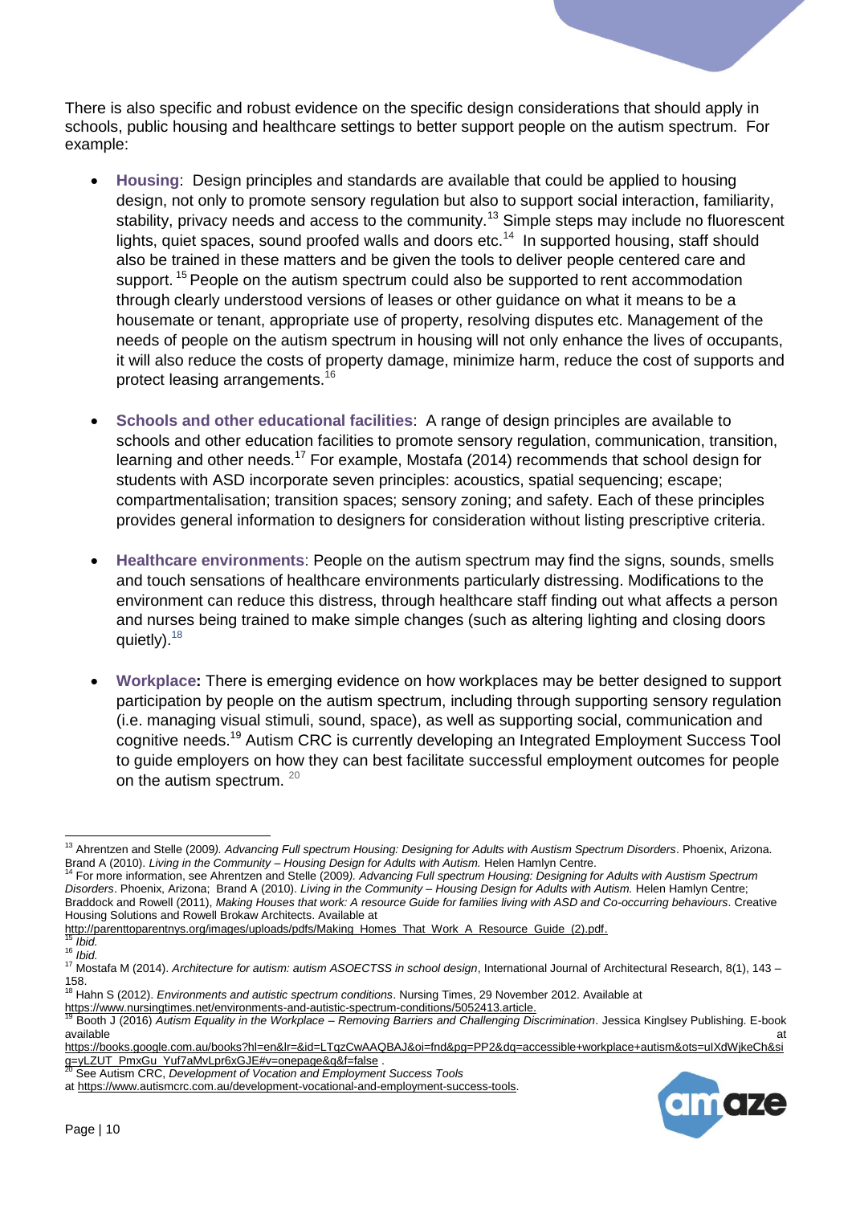There is also specific and robust evidence on the specific design considerations that should apply in schools, public housing and healthcare settings to better support people on the autism spectrum. For example:

- **Housing**: Design principles and standards are available that could be applied to housing design, not only to promote sensory regulation but also to support social interaction, familiarity, stability, privacy needs and access to the community.[13] Simple steps may include no fluorescent lights, quiet spaces, sound proofed walls and doors etc.[14] In supported housing, staff should also be trained in these matters and be given the tools to deliver people centered care and support.[15] People on the autism spectrum could also be supported to rent accommodation through clearly understood versions of leases or other guidance on what it means to be a housemate or tenant, appropriate use of property, resolving disputes etc. Management of the needs of people on the autism spectrum in housing will not only enhance the lives of occupants, it will also reduce the costs of property damage, minimize harm, reduce the cost of supports and protect leasing arrangements.[16]

- **Schools and other educational facilities**: A range of design principles are available to schools and other education facilities to promote sensory regulation, communication, transition, learning and other needs.[17] For example, Mostafa (2014) recommends that school design for students with ASD incorporate seven principles: acoustics, spatial sequencing; escape; compartmentalisation; transition spaces; sensory zoning; and safety. Each of these principles provides general information to designers for consideration without listing prescriptive criteria.

- **Healthcare environments**: People on the autism spectrum may find the signs, sounds, smells and touch sensations of healthcare environments particularly distressing. Modifications to the environment can reduce this distress, through healthcare staff finding out what affects a person and nurses being trained to make simple changes (such as altering lighting and closing doors quietly).[18]

- **Workplace:** There is emerging evidence on how workplaces may be better designed to support participation by people on the autism spectrum, including through supporting sensory regulation (i.e. managing visual stimuli, sound, space), as well as supporting social, communication and cognitive needs.[19] Autism CRC is currently developing an Integrated Employment Success Tool to guide employers on how they can best facilitate successful employment outcomes for people on the autism spectrum.[20]

---

[13] Ahrentzen and Stelle (2009*). Advancing Full spectrum Housing: Designing for Adults with Austism Spectrum Disorders*. Phoenix, Arizona. Brand A (2010). *Living in the Community – Housing Design for Adults with Autism.* Helen Hamlyn Centre.

[14] For more information, see Ahrentzen and Stelle (2009*). Advancing Full spectrum Housing: Designing for Adults with Austism Spectrum Disorders*. Phoenix, Arizona; Brand A (2010). *Living in the Community – Housing Design for Adults with Autism.* Helen Hamlyn Centre; Braddock and Rowell (2011), *Making Houses that work: A resource Guide for families living with ASD and Co-occurring behaviours*. Creative Housing Solutions and Rowell Brokaw Architects. Available at http://parenttoparentnys.org/images/uploads/pdfs/Making_Homes_That_Work_A_Resource_Guide_(2).pdf.

[15] *Ibid.*

[16] *Ibid.*

[17] Mostafa M (2014). *Architecture for autism: autism ASOECTSS in school design*, International Journal of Architectural Research, 8(1), 143 – 158.

[18] Hahn S (2012). *Environments and autistic spectrum conditions*. Nursing Times, 29 November 2012. Available at https://www.nursingtimes.net/environments-and-autistic-spectrum-conditions/5052413.article.

[19] Booth J (2016) *Autism Equality in the Workplace – Removing Barriers and Challenging Discrimination*. Jessica Kinglsey Publishing. E-book available at https://books.google.com.au/books?hl=en&lr=&id=LTqzCwAAQBAJ&oi=fnd&pg=PP2&dq=accessible+workplace+autism&ots=uIXdWjkeCh&sig=yLZUT_PmxGu_Yuf7aMvLpr6xGJE#v=onepage&q&f=false .

[20] See Autism CRC, *Development of Vocation and Employment Success Tools* at https://www.autismcrc.com.au/development-vocational-and-employment-success-tools.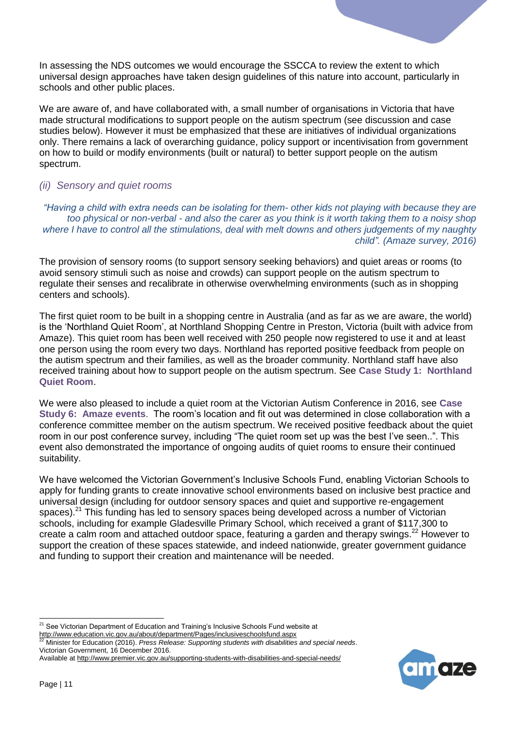In assessing the NDS outcomes we would encourage the SSCCA to review the extent to which universal design approaches have taken design guidelines of this nature into account, particularly in schools and other public places.

We are aware of, and have collaborated with, a small number of organisations in Victoria that have made structural modifications to support people on the autism spectrum (see discussion and case studies below). However it must be emphasized that these are initiatives of individual organizations only. There remains a lack of overarching guidance, policy support or incentivisation from government on how to build or modify environments (built or natural) to better support people on the autism spectrum.

### *(ii) Sensory and quiet rooms*

> *"Having a child with extra needs can be isolating for them- other kids not playing with because they are too physical or non-verbal - and also the carer as you think is it worth taking them to a noisy shop where I have to control all the stimulations, deal with melt downs and others judgements of my naughty child". (Amaze survey, 2016)*

The provision of sensory rooms (to support sensory seeking behaviors) and quiet areas or rooms (to avoid sensory stimuli such as noise and crowds) can support people on the autism spectrum to regulate their senses and recalibrate in otherwise overwhelming environments (such as in shopping centers and schools).

The first quiet room to be built in a shopping centre in Australia (and as far as we are aware, the world) is the 'Northland Quiet Room', at Northland Shopping Centre in Preston, Victoria (built with advice from Amaze). This quiet room has been well received with 250 people now registered to use it and at least one person using the room every two days. Northland has reported positive feedback from people on the autism spectrum and their families, as well as the broader community. Northland staff have also received training about how to support people on the autism spectrum. See **Case Study 1: Northland Quiet Room**.

We were also pleased to include a quiet room at the Victorian Autism Conference in 2016, see **Case Study 6: Amaze events**. The room's location and fit out was determined in close collaboration with a conference committee member on the autism spectrum. We received positive feedback about the quiet room in our post conference survey, including "The quiet room set up was the best I've seen..". This event also demonstrated the importance of ongoing audits of quiet rooms to ensure their continued suitability.

We have welcomed the Victorian Government's Inclusive Schools Fund, enabling Victorian Schools to apply for funding grants to create innovative school environments based on inclusive best practice and universal design (including for outdoor sensory spaces and quiet and supportive re-engagement spaces).[21] This funding has led to sensory spaces being developed across a number of Victorian schools, including for example Gladesville Primary School, which received a grant of $117,300 to create a calm room and attached outdoor space, featuring a garden and therapy swings.[22] However to support the creation of these spaces statewide, and indeed nationwide, greater government guidance and funding to support their creation and maintenance will be needed.

---

[21] See Victorian Department of Education and Training's Inclusive Schools Fund website at http://www.education.vic.gov.au/about/department/Pages/inclusiveschoolsfund.aspx

[22] Minister for Education (2016). *Press Release: Supporting students with disabilities and special needs*. Victorian Government, 16 December 2016.
Available at http://www.premier.vic.gov.au/supporting-students-with-disabilities-and-special-needs/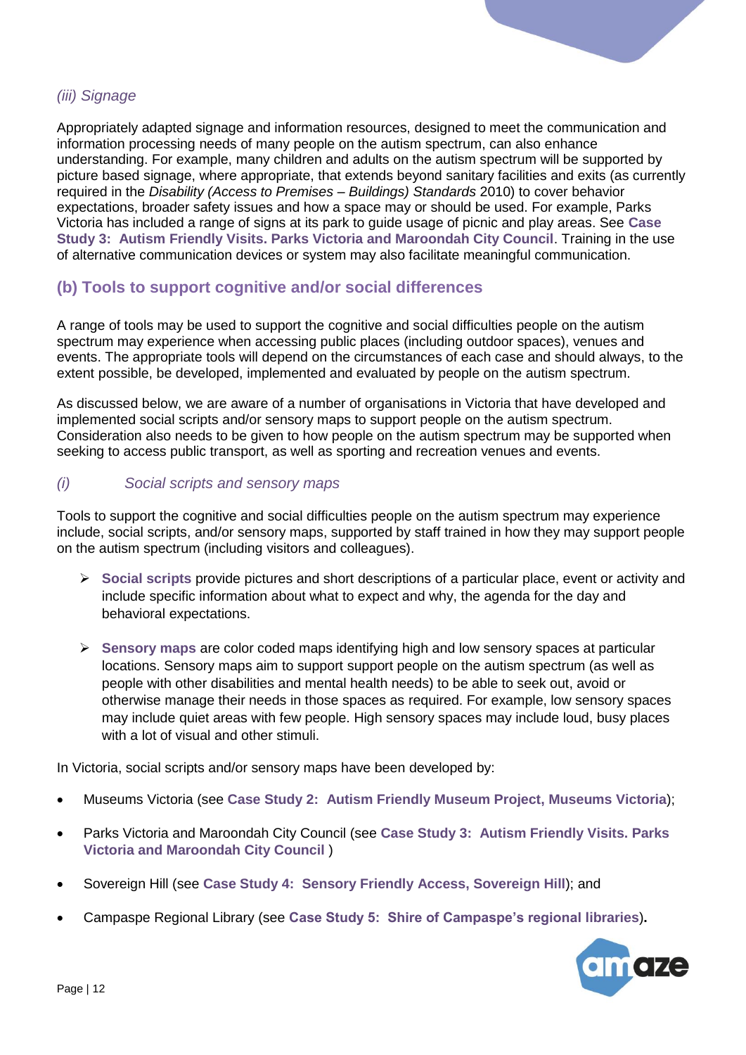*(iii) Signage*

Appropriately adapted signage and information resources, designed to meet the communication and information processing needs of many people on the autism spectrum, can also enhance understanding. For example, many children and adults on the autism spectrum will be supported by picture based signage, where appropriate, that extends beyond sanitary facilities and exits (as currently required in the *Disability (Access to Premises – Buildings) Standards* 2010) to cover behavior expectations, broader safety issues and how a space may or should be used. For example, Parks Victoria has included a range of signs at its park to guide usage of picnic and play areas. See **Case Study 3: Autism Friendly Visits. Parks Victoria and Maroondah City Council**. Training in the use of alternative communication devices or system may also facilitate meaningful communication.

## (b) Tools to support cognitive and/or social differences

A range of tools may be used to support the cognitive and social difficulties people on the autism spectrum may experience when accessing public places (including outdoor spaces), venues and events. The appropriate tools will depend on the circumstances of each case and should always, to the extent possible, be developed, implemented and evaluated by people on the autism spectrum.

As discussed below, we are aware of a number of organisations in Victoria that have developed and implemented social scripts and/or sensory maps to support people on the autism spectrum. Consideration also needs to be given to how people on the autism spectrum may be supported when seeking to access public transport, as well as sporting and recreation venues and events.

*(i) Social scripts and sensory maps*

Tools to support the cognitive and social difficulties people on the autism spectrum may experience include, social scripts, and/or sensory maps, supported by staff trained in how they may support people on the autism spectrum (including visitors and colleagues).

- **Social scripts** provide pictures and short descriptions of a particular place, event or activity and include specific information about what to expect and why, the agenda for the day and behavioral expectations.

- **Sensory maps** are color coded maps identifying high and low sensory spaces at particular locations. Sensory maps aim to support support people on the autism spectrum (as well as people with other disabilities and mental health needs) to be able to seek out, avoid or otherwise manage their needs in those spaces as required. For example, low sensory spaces may include quiet areas with few people. High sensory spaces may include loud, busy places with a lot of visual and other stimuli.

In Victoria, social scripts and/or sensory maps have been developed by:

- Museums Victoria (see **Case Study 2: Autism Friendly Museum Project, Museums Victoria**);
- Parks Victoria and Maroondah City Council (see **Case Study 3: Autism Friendly Visits. Parks Victoria and Maroondah City Council** )
- Sovereign Hill (see **Case Study 4: Sensory Friendly Access, Sovereign Hill**); and
- Campaspe Regional Library (see **Case Study 5: Shire of Campaspe's regional libraries**).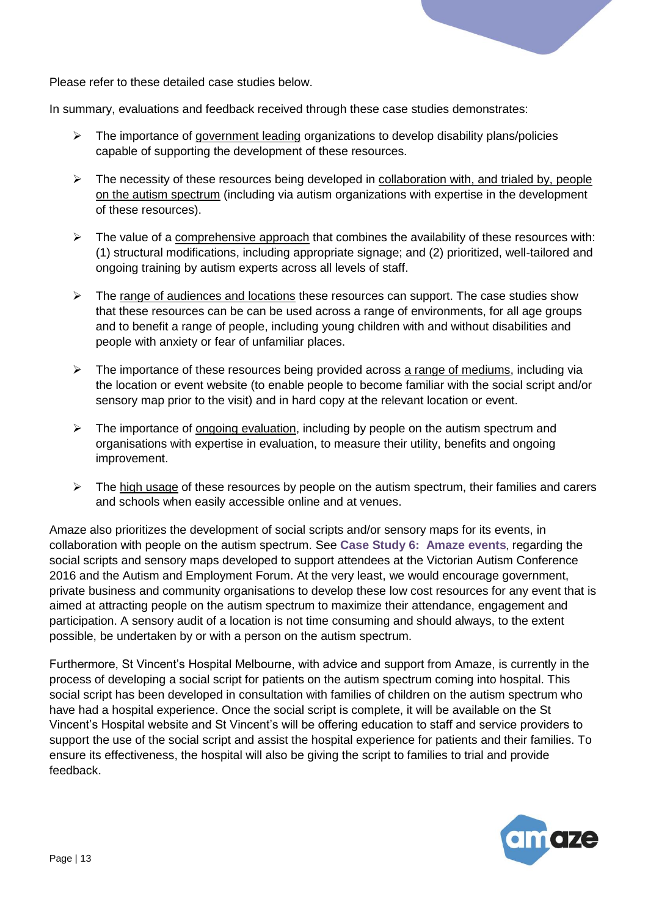Please refer to these detailed case studies below.

In summary, evaluations and feedback received through these case studies demonstrates:

- The importance of government leading organizations to develop disability plans/policies capable of supporting the development of these resources.
- The necessity of these resources being developed in collaboration with, and trialed by, people on the autism spectrum (including via autism organizations with expertise in the development of these resources).
- The value of a comprehensive approach that combines the availability of these resources with: (1) structural modifications, including appropriate signage; and (2) prioritized, well-tailored and ongoing training by autism experts across all levels of staff.
- The range of audiences and locations these resources can support. The case studies show that these resources can be can be used across a range of environments, for all age groups and to benefit a range of people, including young children with and without disabilities and people with anxiety or fear of unfamiliar places.
- The importance of these resources being provided across a range of mediums, including via the location or event website (to enable people to become familiar with the social script and/or sensory map prior to the visit) and in hard copy at the relevant location or event.
- The importance of ongoing evaluation, including by people on the autism spectrum and organisations with expertise in evaluation, to measure their utility, benefits and ongoing improvement.
- The high usage of these resources by people on the autism spectrum, their families and carers and schools when easily accessible online and at venues.

Amaze also prioritizes the development of social scripts and/or sensory maps for its events, in collaboration with people on the autism spectrum. See **Case Study 6: Amaze events**, regarding the social scripts and sensory maps developed to support attendees at the Victorian Autism Conference 2016 and the Autism and Employment Forum. At the very least, we would encourage government, private business and community organisations to develop these low cost resources for any event that is aimed at attracting people on the autism spectrum to maximize their attendance, engagement and participation. A sensory audit of a location is not time consuming and should always, to the extent possible, be undertaken by or with a person on the autism spectrum.

Furthermore, St Vincent's Hospital Melbourne, with advice and support from Amaze, is currently in the process of developing a social script for patients on the autism spectrum coming into hospital. This social script has been developed in consultation with families of children on the autism spectrum who have had a hospital experience. Once the social script is complete, it will be available on the St Vincent's Hospital website and St Vincent's will be offering education to staff and service providers to support the use of the social script and assist the hospital experience for patients and their families. To ensure its effectiveness, the hospital will also be giving the script to families to trial and provide feedback.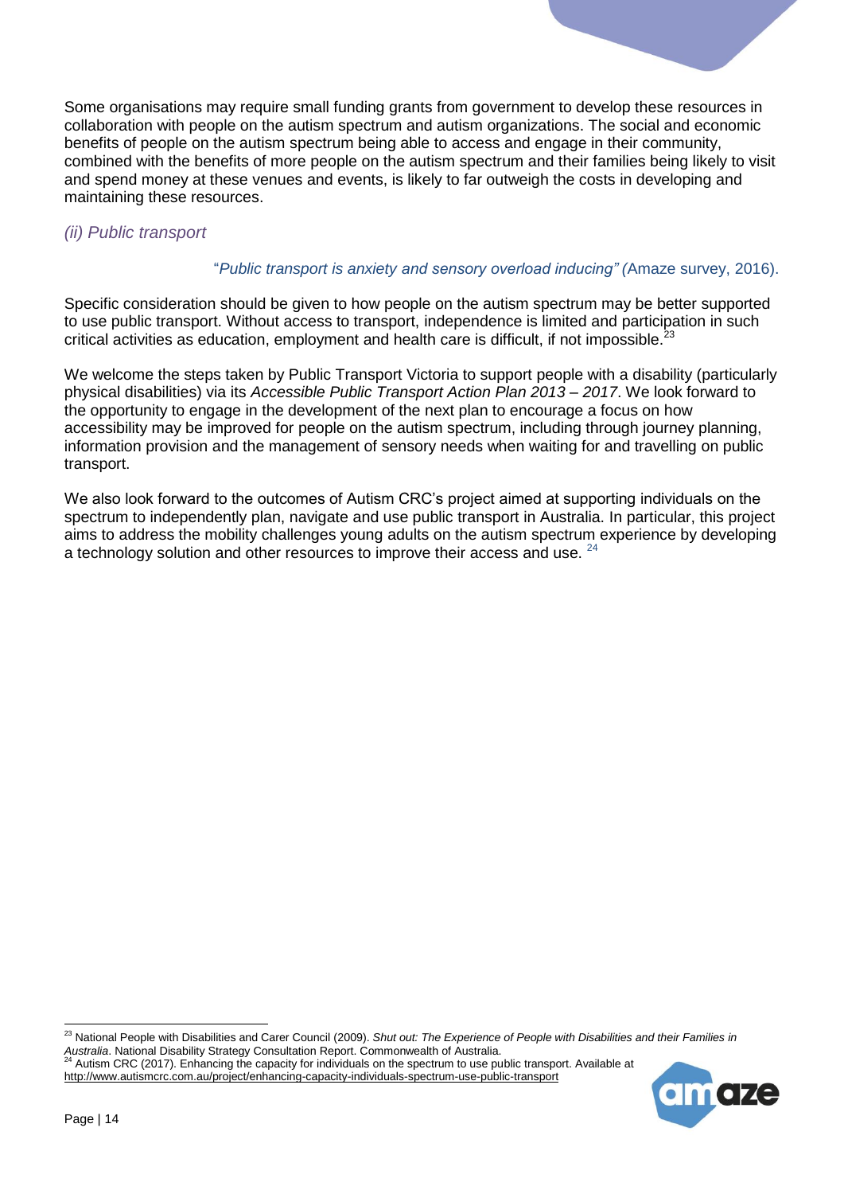Some organisations may require small funding grants from government to develop these resources in collaboration with people on the autism spectrum and autism organizations. The social and economic benefits of people on the autism spectrum being able to access and engage in their community, combined with the benefits of more people on the autism spectrum and their families being likely to visit and spend money at these venues and events, is likely to far outweigh the costs in developing and maintaining these resources.

### *(ii) Public transport*

"*Public transport is anxiety and sensory overload inducing" (*Amaze survey, 2016).

Specific consideration should be given to how people on the autism spectrum may be better supported to use public transport. Without access to transport, independence is limited and participation in such critical activities as education, employment and health care is difficult, if not impossible.[23]

We welcome the steps taken by Public Transport Victoria to support people with a disability (particularly physical disabilities) via its *Accessible Public Transport Action Plan 2013 – 2017*. We look forward to the opportunity to engage in the development of the next plan to encourage a focus on how accessibility may be improved for people on the autism spectrum, including through journey planning, information provision and the management of sensory needs when waiting for and travelling on public transport.

We also look forward to the outcomes of Autism CRC's project aimed at supporting individuals on the spectrum to independently plan, navigate and use public transport in Australia. In particular, this project aims to address the mobility challenges young adults on the autism spectrum experience by developing a technology solution and other resources to improve their access and use. [24]

---

[23] National People with Disabilities and Carer Council (2009). *Shut out: The Experience of People with Disabilities and their Families in Australia*. National Disability Strategy Consultation Report. Commonwealth of Australia.

[24] Autism CRC (2017). Enhancing the capacity for individuals on the spectrum to use public transport. Available at http://www.autismcrc.com.au/project/enhancing-capacity-individuals-spectrum-use-public-transport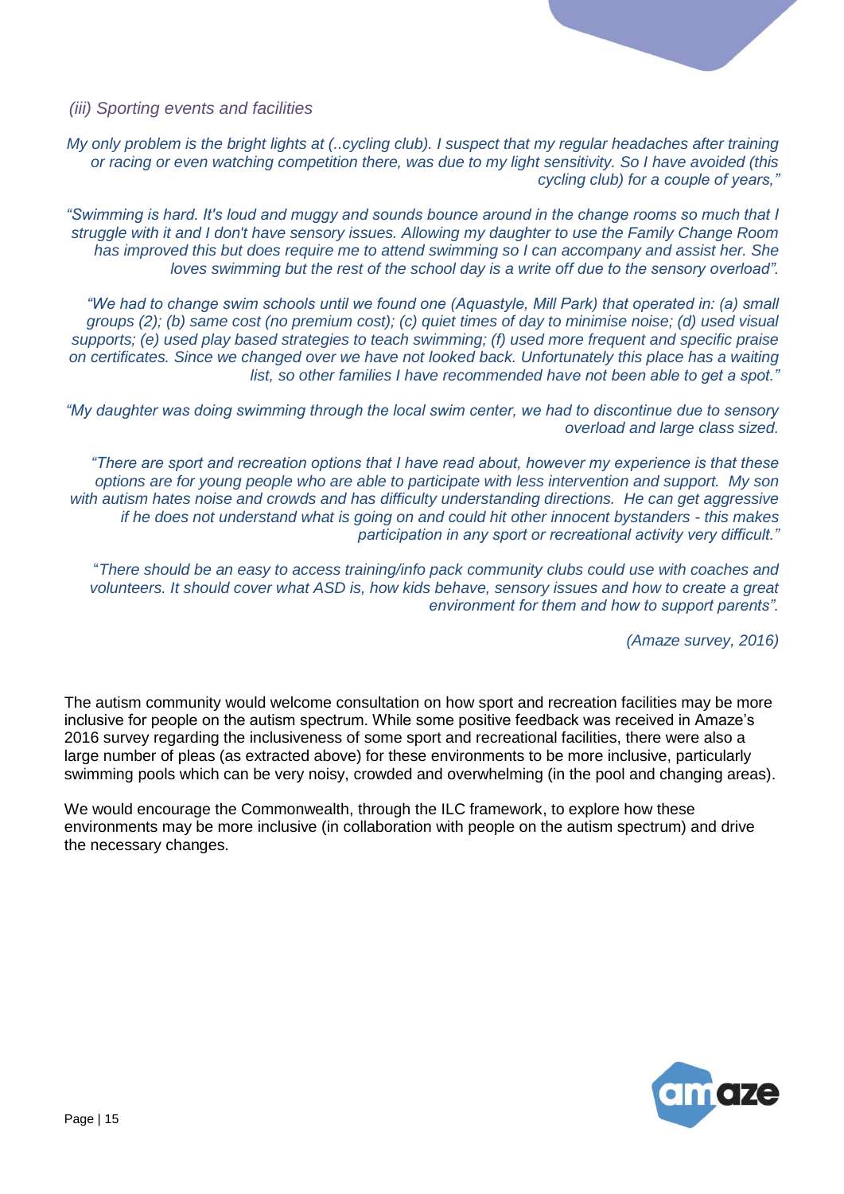*(iii) Sporting events and facilities*

*My only problem is the bright lights at (..cycling club). I suspect that my regular headaches after training or racing or even watching competition there, was due to my light sensitivity. So I have avoided (this cycling club) for a couple of years,"*

*"Swimming is hard. It's loud and muggy and sounds bounce around in the change rooms so much that I struggle with it and I don't have sensory issues. Allowing my daughter to use the Family Change Room has improved this but does require me to attend swimming so I can accompany and assist her. She loves swimming but the rest of the school day is a write off due to the sensory overload".*

*"We had to change swim schools until we found one (Aquastyle, Mill Park) that operated in: (a) small groups (2); (b) same cost (no premium cost); (c) quiet times of day to minimise noise; (d) used visual supports; (e) used play based strategies to teach swimming; (f) used more frequent and specific praise on certificates. Since we changed over we have not looked back. Unfortunately this place has a waiting list, so other families I have recommended have not been able to get a spot."*

*"My daughter was doing swimming through the local swim center, we had to discontinue due to sensory overload and large class sized.*

*"There are sport and recreation options that I have read about, however my experience is that these options are for young people who are able to participate with less intervention and support. My son with autism hates noise and crowds and has difficulty understanding directions. He can get aggressive if he does not understand what is going on and could hit other innocent bystanders - this makes participation in any sport or recreational activity very difficult."*

*"There should be an easy to access training/info pack community clubs could use with coaches and volunteers. It should cover what ASD is, how kids behave, sensory issues and how to create a great environment for them and how to support parents".*

*(Amaze survey, 2016)*

The autism community would welcome consultation on how sport and recreation facilities may be more inclusive for people on the autism spectrum. While some positive feedback was received in Amaze's 2016 survey regarding the inclusiveness of some sport and recreational facilities, there were also a large number of pleas (as extracted above) for these environments to be more inclusive, particularly swimming pools which can be very noisy, crowded and overwhelming (in the pool and changing areas).

We would encourage the Commonwealth, through the ILC framework, to explore how these environments may be more inclusive (in collaboration with people on the autism spectrum) and drive the necessary changes.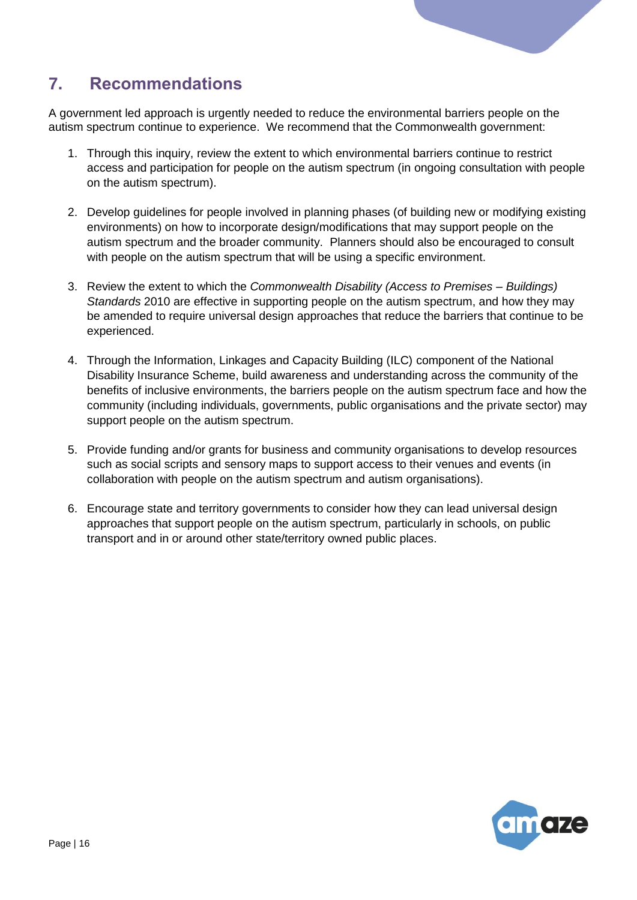## 7. Recommendations

A government led approach is urgently needed to reduce the environmental barriers people on the autism spectrum continue to experience. We recommend that the Commonwealth government:

1. Through this inquiry, review the extent to which environmental barriers continue to restrict access and participation for people on the autism spectrum (in ongoing consultation with people on the autism spectrum).

2. Develop guidelines for people involved in planning phases (of building new or modifying existing environments) on how to incorporate design/modifications that may support people on the autism spectrum and the broader community. Planners should also be encouraged to consult with people on the autism spectrum that will be using a specific environment.

3. Review the extent to which the *Commonwealth Disability (Access to Premises – Buildings) Standards* 2010 are effective in supporting people on the autism spectrum, and how they may be amended to require universal design approaches that reduce the barriers that continue to be experienced.

4. Through the Information, Linkages and Capacity Building (ILC) component of the National Disability Insurance Scheme, build awareness and understanding across the community of the benefits of inclusive environments, the barriers people on the autism spectrum face and how the community (including individuals, governments, public organisations and the private sector) may support people on the autism spectrum.

5. Provide funding and/or grants for business and community organisations to develop resources such as social scripts and sensory maps to support access to their venues and events (in collaboration with people on the autism spectrum and autism organisations).

6. Encourage state and territory governments to consider how they can lead universal design approaches that support people on the autism spectrum, particularly in schools, on public transport and in or around other state/territory owned public places.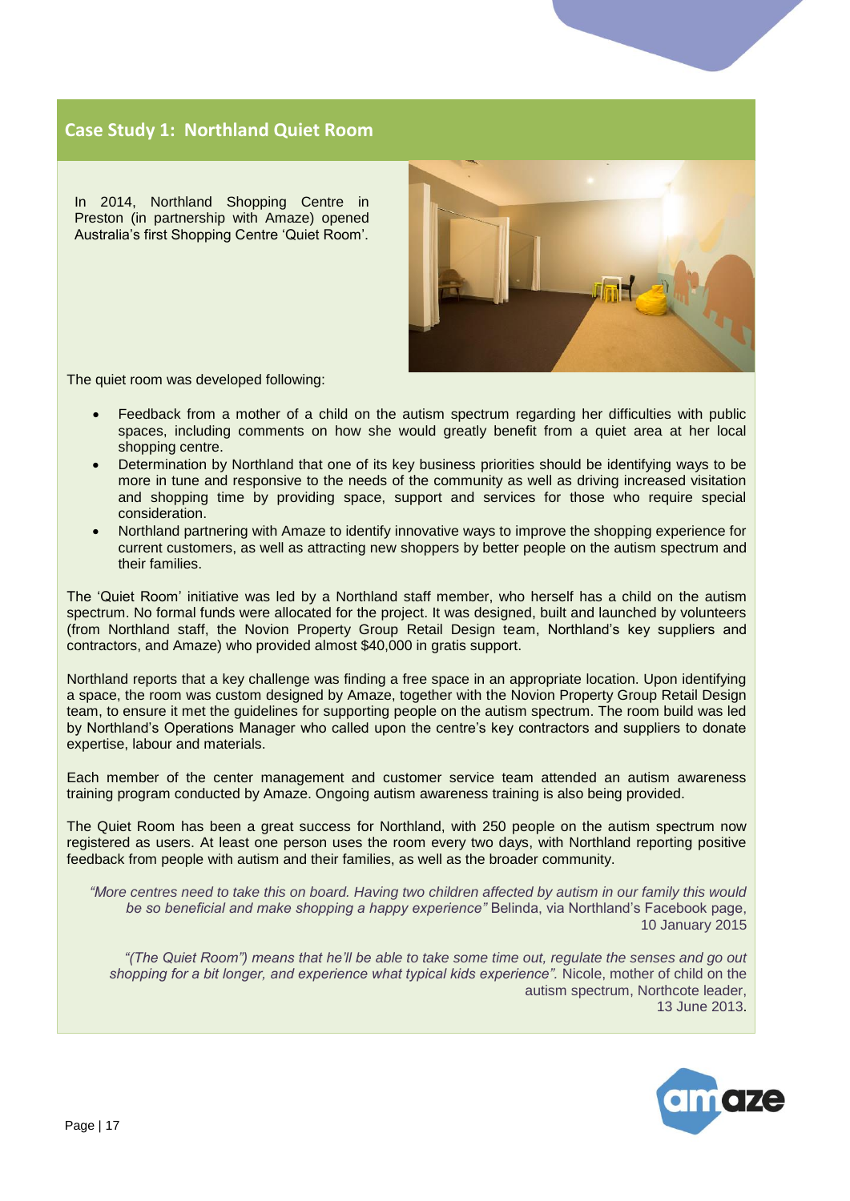## Case Study 1: Northland Quiet Room

In 2014, Northland Shopping Centre in Preston (in partnership with Amaze) opened Australia's first Shopping Centre 'Quiet Room'.

The quiet room was developed following:

- Feedback from a mother of a child on the autism spectrum regarding her difficulties with public spaces, including comments on how she would greatly benefit from a quiet area at her local shopping centre.
- Determination by Northland that one of its key business priorities should be identifying ways to be more in tune and responsive to the needs of the community as well as driving increased visitation and shopping time by providing space, support and services for those who require special consideration.
- Northland partnering with Amaze to identify innovative ways to improve the shopping experience for current customers, as well as attracting new shoppers by better people on the autism spectrum and their families.

The 'Quiet Room' initiative was led by a Northland staff member, who herself has a child on the autism spectrum. No formal funds were allocated for the project. It was designed, built and launched by volunteers (from Northland staff, the Novion Property Group Retail Design team, Northland's key suppliers and contractors, and Amaze) who provided almost $40,000 in gratis support.

Northland reports that a key challenge was finding a free space in an appropriate location. Upon identifying a space, the room was custom designed by Amaze, together with the Novion Property Group Retail Design team, to ensure it met the guidelines for supporting people on the autism spectrum. The room build was led by Northland's Operations Manager who called upon the centre's key contractors and suppliers to donate expertise, labour and materials.

Each member of the center management and customer service team attended an autism awareness training program conducted by Amaze. Ongoing autism awareness training is also being provided.

The Quiet Room has been a great success for Northland, with 250 people on the autism spectrum now registered as users. At least one person uses the room every two days, with Northland reporting positive feedback from people with autism and their families, as well as the broader community.

> *"More centres need to take this on board. Having two children affected by autism in our family this would be so beneficial and make shopping a happy experience"* Belinda, via Northland's Facebook page, 10 January 2015

> *"(The Quiet Room") means that he'll be able to take some time out, regulate the senses and go out shopping for a bit longer, and experience what typical kids experience".* Nicole, mother of child on the autism spectrum, Northcote leader, 13 June 2013.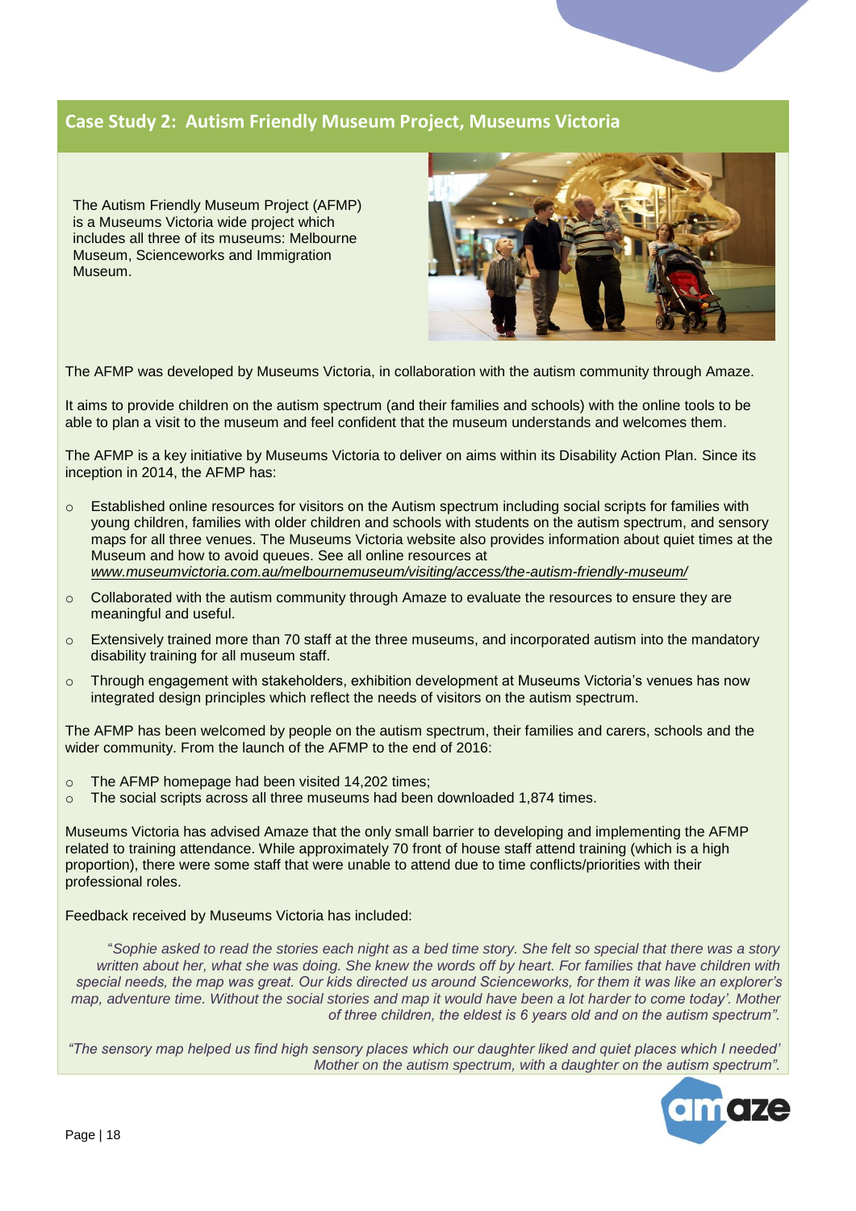## Case Study 2: Autism Friendly Museum Project, Museums Victoria

The Autism Friendly Museum Project (AFMP) is a Museums Victoria wide project which includes all three of its museums: Melbourne Museum, Scienceworks and Immigration Museum.

The AFMP was developed by Museums Victoria, in collaboration with the autism community through Amaze.

It aims to provide children on the autism spectrum (and their families and schools) with the online tools to be able to plan a visit to the museum and feel confident that the museum understands and welcomes them.

The AFMP is a key initiative by Museums Victoria to deliver on aims within its Disability Action Plan. Since its inception in 2014, the AFMP has:

- Established online resources for visitors on the Autism spectrum including social scripts for families with young children, families with older children and schools with students on the autism spectrum, and sensory maps for all three venues. The Museums Victoria website also provides information about quiet times at the Museum and how to avoid queues. See all online resources at *www.museumvictoria.com.au/melbournemuseum/visiting/access/the-autism-friendly-museum/*
- Collaborated with the autism community through Amaze to evaluate the resources to ensure they are meaningful and useful.
- Extensively trained more than 70 staff at the three museums, and incorporated autism into the mandatory disability training for all museum staff.
- Through engagement with stakeholders, exhibition development at Museums Victoria's venues has now integrated design principles which reflect the needs of visitors on the autism spectrum.

The AFMP has been welcomed by people on the autism spectrum, their families and carers, schools and the wider community. From the launch of the AFMP to the end of 2016:

- The AFMP homepage had been visited 14,202 times;
- The social scripts across all three museums had been downloaded 1,874 times.

Museums Victoria has advised Amaze that the only small barrier to developing and implementing the AFMP related to training attendance. While approximately 70 front of house staff attend training (which is a high proportion), there were some staff that were unable to attend due to time conflicts/priorities with their professional roles.

Feedback received by Museums Victoria has included:

> "*Sophie asked to read the stories each night as a bed time story. She felt so special that there was a story written about her, what she was doing. She knew the words off by heart. For families that have children with special needs, the map was great. Our kids directed us around Scienceworks, for them it was like an explorer's map, adventure time. Without the social stories and map it would have been a lot harder to come today'. Mother of three children, the eldest is 6 years old and on the autism spectrum".*

> *"The sensory map helped us find high sensory places which our daughter liked and quiet places which I needed' Mother on the autism spectrum, with a daughter on the autism spectrum".*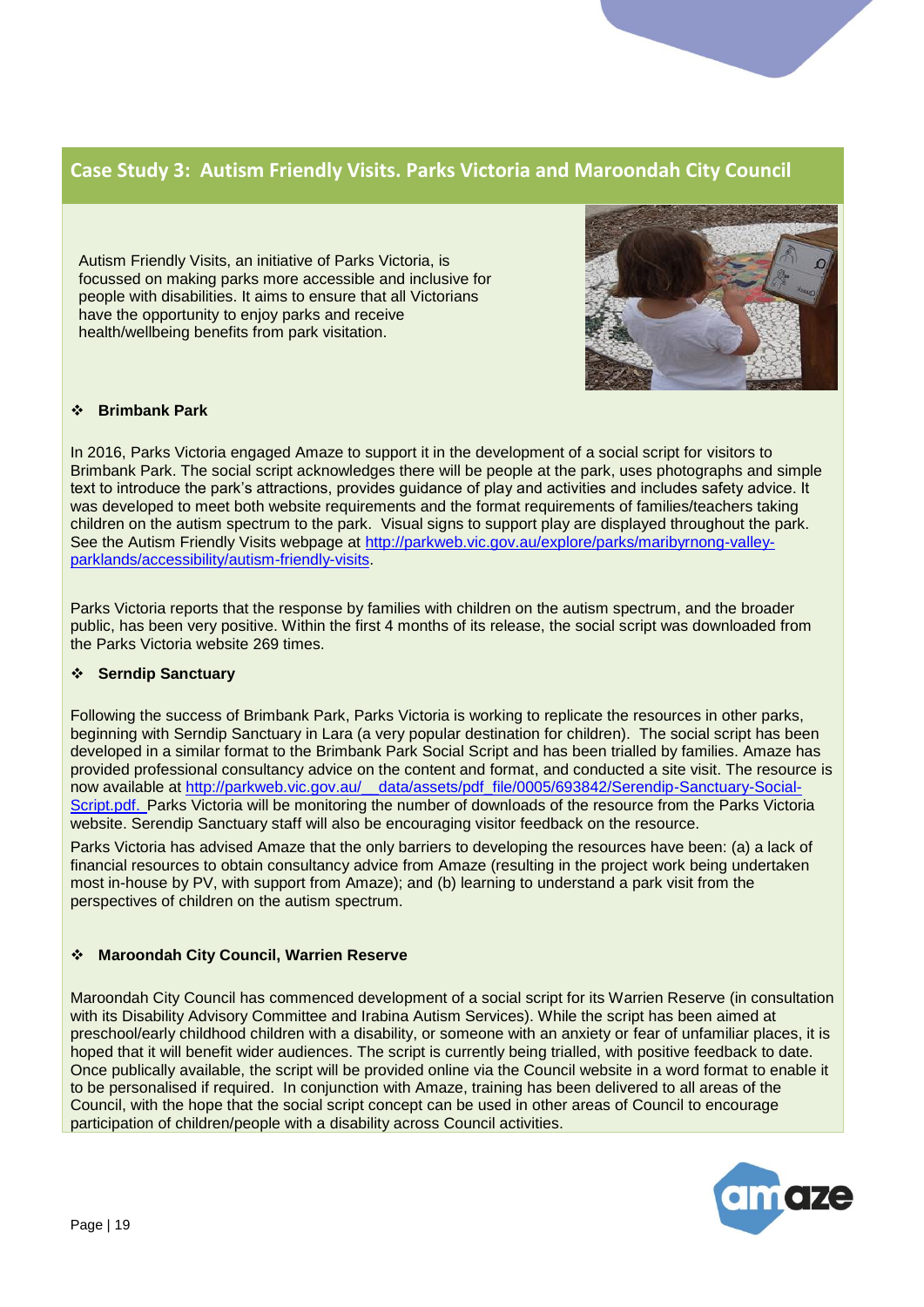## Case Study 3: Autism Friendly Visits. Parks Victoria and Maroondah City Council

Autism Friendly Visits, an initiative of Parks Victoria, is focussed on making parks more accessible and inclusive for people with disabilities. It aims to ensure that all Victorians have the opportunity to enjoy parks and receive health/wellbeing benefits from park visitation.

### Brimbank Park

In 2016, Parks Victoria engaged Amaze to support it in the development of a social script for visitors to Brimbank Park. The social script acknowledges there will be people at the park, uses photographs and simple text to introduce the park's attractions, provides guidance of play and activities and includes safety advice. It was developed to meet both website requirements and the format requirements of families/teachers taking children on the autism spectrum to the park. Visual signs to support play are displayed throughout the park. See the Autism Friendly Visits webpage at http://parkweb.vic.gov.au/explore/parks/maribyrnong-valley-parklands/accessibility/autism-friendly-visits.

Parks Victoria reports that the response by families with children on the autism spectrum, and the broader public, has been very positive. Within the first 4 months of its release, the social script was downloaded from the Parks Victoria website 269 times.

### Serndip Sanctuary

Following the success of Brimbank Park, Parks Victoria is working to replicate the resources in other parks, beginning with Serndip Sanctuary in Lara (a very popular destination for children). The social script has been developed in a similar format to the Brimbank Park Social Script and has been trialled by families. Amaze has provided professional consultancy advice on the content and format, and conducted a site visit. The resource is now available at http://parkweb.vic.gov.au/__data/assets/pdf_file/0005/693842/Serendip-Sanctuary-Social-Script.pdf. Parks Victoria will be monitoring the number of downloads of the resource from the Parks Victoria website. Serendip Sanctuary staff will also be encouraging visitor feedback on the resource.

Parks Victoria has advised Amaze that the only barriers to developing the resources have been: (a) a lack of financial resources to obtain consultancy advice from Amaze (resulting in the project work being undertaken most in-house by PV, with support from Amaze); and (b) learning to understand a park visit from the perspectives of children on the autism spectrum.

### Maroondah City Council, Warrien Reserve

Maroondah City Council has commenced development of a social script for its Warrien Reserve (in consultation with its Disability Advisory Committee and Irabina Autism Services). While the script has been aimed at preschool/early childhood children with a disability, or someone with an anxiety or fear of unfamiliar places, it is hoped that it will benefit wider audiences. The script is currently being trialled, with positive feedback to date. Once publically available, the script will be provided online via the Council website in a word format to enable it to be personalised if required. In conjunction with Amaze, training has been delivered to all areas of the Council, with the hope that the social script concept can be used in other areas of Council to encourage participation of children/people with a disability across Council activities.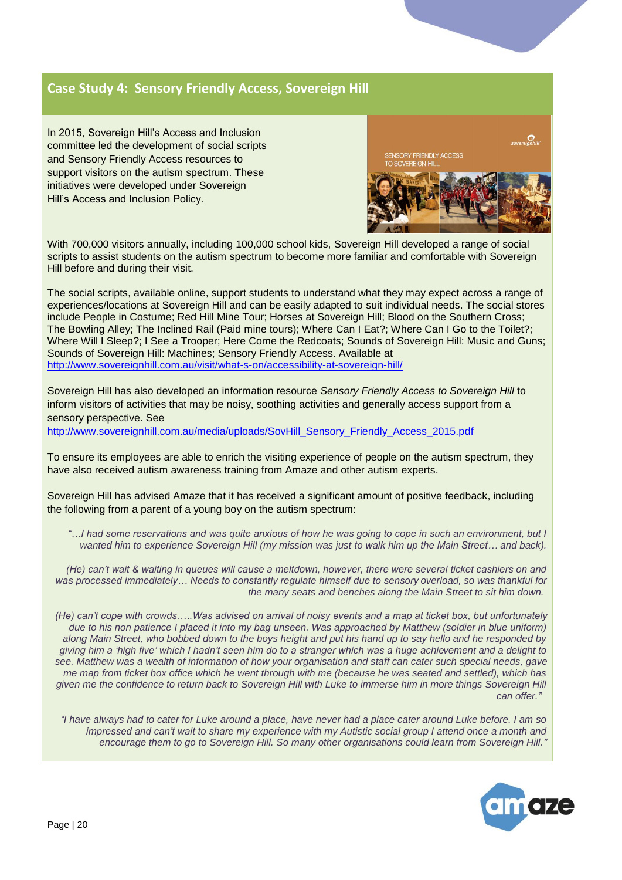## Case Study 4: Sensory Friendly Access, Sovereign Hill

In 2015, Sovereign Hill's Access and Inclusion committee led the development of social scripts and Sensory Friendly Access resources to support visitors on the autism spectrum. These initiatives were developed under Sovereign Hill's Access and Inclusion Policy.

With 700,000 visitors annually, including 100,000 school kids, Sovereign Hill developed a range of social scripts to assist students on the autism spectrum to become more familiar and comfortable with Sovereign Hill before and during their visit.

The social scripts, available online, support students to understand what they may expect across a range of experiences/locations at Sovereign Hill and can be easily adapted to suit individual needs. The social stores include People in Costume; Red Hill Mine Tour; Horses at Sovereign Hill; Blood on the Southern Cross; The Bowling Alley; The Inclined Rail (Paid mine tours); Where Can I Eat?; Where Can I Go to the Toilet?; Where Will I Sleep?; I See a Trooper; Here Come the Redcoats; Sounds of Sovereign Hill: Music and Guns; Sounds of Sovereign Hill: Machines; Sensory Friendly Access. Available at http://www.sovereignhill.com.au/visit/what-s-on/accessibility-at-sovereign-hill/

Sovereign Hill has also developed an information resource *Sensory Friendly Access to Sovereign Hill* to inform visitors of activities that may be noisy, soothing activities and generally access support from a sensory perspective. See http://www.sovereignhill.com.au/media/uploads/SovHill_Sensory_Friendly_Access_2015.pdf

To ensure its employees are able to enrich the visiting experience of people on the autism spectrum, they have also received autism awareness training from Amaze and other autism experts.

Sovereign Hill has advised Amaze that it has received a significant amount of positive feedback, including the following from a parent of a young boy on the autism spectrum:

> *"…I had some reservations and was quite anxious of how he was going to cope in such an environment, but I wanted him to experience Sovereign Hill (my mission was just to walk him up the Main Street… and back).*
>
> *(He) can't wait & waiting in queues will cause a meltdown, however, there were several ticket cashiers on and was processed immediately… Needs to constantly regulate himself due to sensory overload, so was thankful for the many seats and benches along the Main Street to sit him down.*
>
> *(He) can't cope with crowds…..Was advised on arrival of noisy events and a map at ticket box, but unfortunately due to his non patience I placed it into my bag unseen. Was approached by Matthew (soldier in blue uniform) along Main Street, who bobbed down to the boys height and put his hand up to say hello and he responded by giving him a 'high five' which I hadn't seen him do to a stranger which was a huge achievement and a delight to see. Matthew was a wealth of information of how your organisation and staff can cater such special needs, gave me map from ticket box office which he went through with me (because he was seated and settled), which has given me the confidence to return back to Sovereign Hill with Luke to immerse him in more things Sovereign Hill can offer."*
>
> *"I have always had to cater for Luke around a place, have never had a place cater around Luke before. I am so impressed and can't wait to share my experience with my Autistic social group I attend once a month and encourage them to go to Sovereign Hill. So many other organisations could learn from Sovereign Hill."*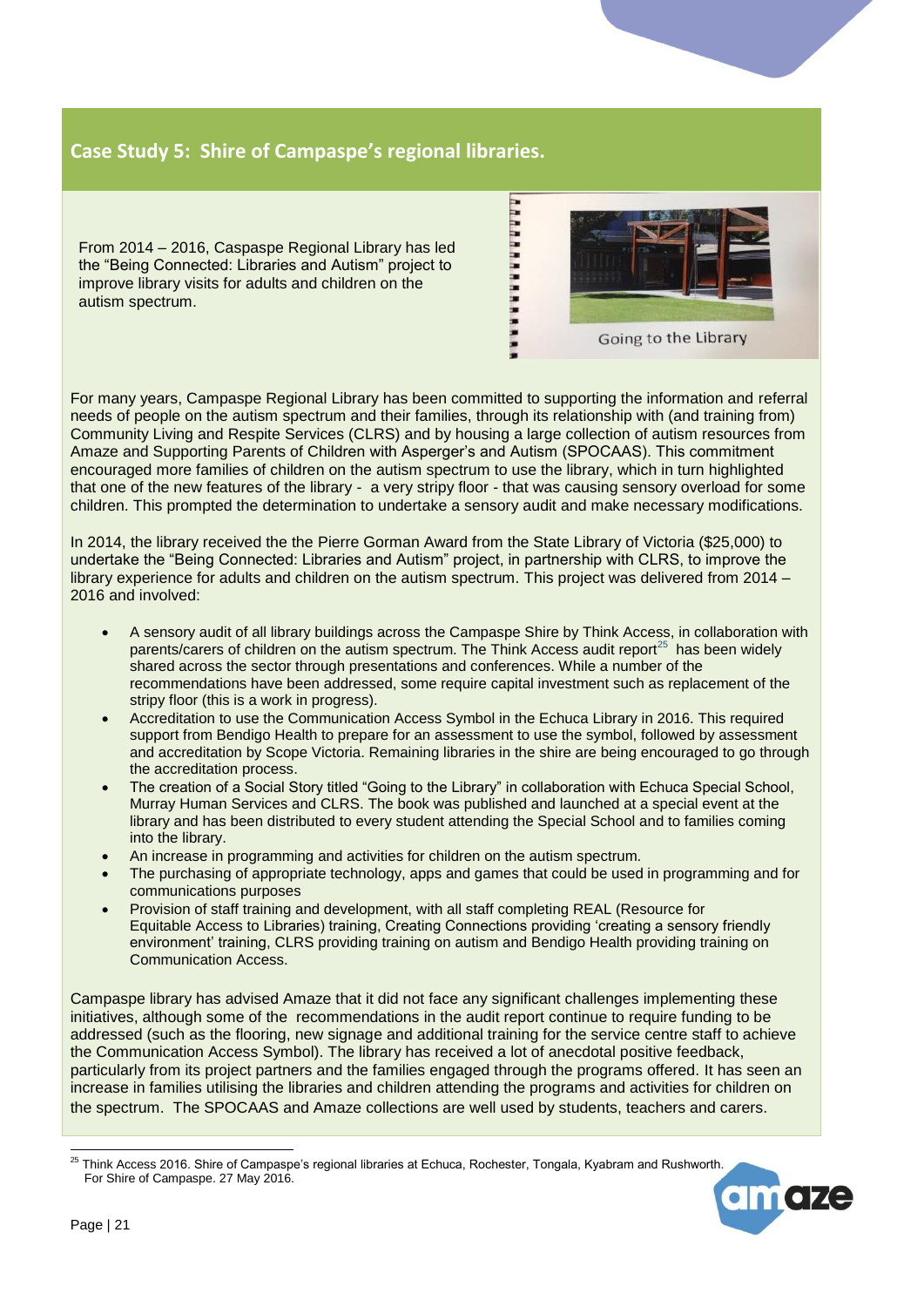## Case Study 5: Shire of Campaspe's regional libraries.

From 2014 – 2016, Caspaspe Regional Library has led the "Being Connected: Libraries and Autism" project to improve library visits for adults and children on the autism spectrum.

Going to the Library

For many years, Campaspe Regional Library has been committed to supporting the information and referral needs of people on the autism spectrum and their families, through its relationship with (and training from) Community Living and Respite Services (CLRS) and by housing a large collection of autism resources from Amaze and Supporting Parents of Children with Asperger's and Autism (SPOCAAS). This commitment encouraged more families of children on the autism spectrum to use the library, which in turn highlighted that one of the new features of the library - a very stripy floor - that was causing sensory overload for some children. This prompted the determination to undertake a sensory audit and make necessary modifications.

In 2014, the library received the the Pierre Gorman Award from the State Library of Victoria ($25,000) to undertake the "Being Connected: Libraries and Autism" project, in partnership with CLRS, to improve the library experience for adults and children on the autism spectrum. This project was delivered from 2014 – 2016 and involved:

- A sensory audit of all library buildings across the Campaspe Shire by Think Access, in collaboration with parents/carers of children on the autism spectrum. The Think Access audit report[25] has been widely shared across the sector through presentations and conferences. While a number of the recommendations have been addressed, some require capital investment such as replacement of the stripy floor (this is a work in progress).
- Accreditation to use the Communication Access Symbol in the Echuca Library in 2016. This required support from Bendigo Health to prepare for an assessment to use the symbol, followed by assessment and accreditation by Scope Victoria. Remaining libraries in the shire are being encouraged to go through the accreditation process.
- The creation of a Social Story titled "Going to the Library" in collaboration with Echuca Special School, Murray Human Services and CLRS. The book was published and launched at a special event at the library and has been distributed to every student attending the Special School and to families coming into the library.
- An increase in programming and activities for children on the autism spectrum.
- The purchasing of appropriate technology, apps and games that could be used in programming and for communications purposes
- Provision of staff training and development, with all staff completing REAL (Resource for Equitable Access to Libraries) training, Creating Connections providing 'creating a sensory friendly environment' training, CLRS providing training on autism and Bendigo Health providing training on Communication Access.

Campaspe library has advised Amaze that it did not face any significant challenges implementing these initiatives, although some of the recommendations in the audit report continue to require funding to be addressed (such as the flooring, new signage and additional training for the service centre staff to achieve the Communication Access Symbol). The library has received a lot of anecdotal positive feedback, particularly from its project partners and the families engaged through the programs offered. It has seen an increase in families utilising the libraries and children attending the programs and activities for children on the spectrum. The SPOCAAS and Amaze collections are well used by students, teachers and carers.

[25] Think Access 2016. Shire of Campaspe's regional libraries at Echuca, Rochester, Tongala, Kyabram and Rushworth. For Shire of Campaspe. 27 May 2016.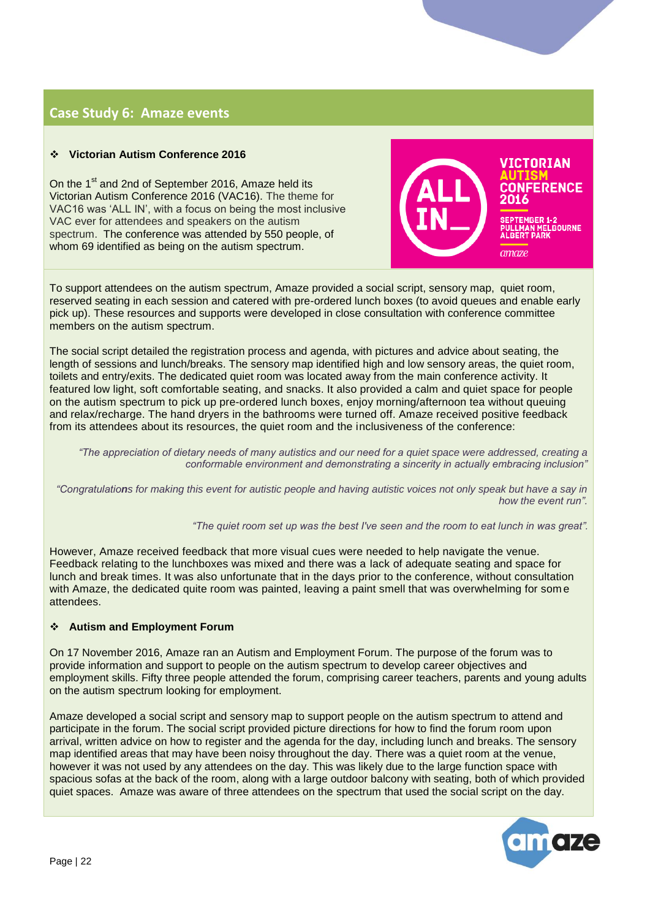## Case Study 6: Amaze events

### ❖ Victorian Autism Conference 2016

On the 1st and 2nd of September 2016, Amaze held its Victorian Autism Conference 2016 (VAC16). The theme for VAC16 was 'ALL IN', with a focus on being the most inclusive VAC ever for attendees and speakers on the autism spectrum. The conference was attended by 550 people, of whom 69 identified as being on the autism spectrum.

ALL IN_

VICTORIAN AUTISM CONFERENCE 2016

SEPTEMBER 1-2 PULLMAN MELBOURNE ALBERT PARK

amaze

To support attendees on the autism spectrum, Amaze provided a social script, sensory map, quiet room, reserved seating in each session and catered with pre-ordered lunch boxes (to avoid queues and enable early pick up). These resources and supports were developed in close consultation with conference committee members on the autism spectrum.

The social script detailed the registration process and agenda, with pictures and advice about seating, the length of sessions and lunch/breaks. The sensory map identified high and low sensory areas, the quiet room, toilets and entry/exits. The dedicated quiet room was located away from the main conference activity. It featured low light, soft comfortable seating, and snacks. It also provided a calm and quiet space for people on the autism spectrum to pick up pre-ordered lunch boxes, enjoy morning/afternoon tea without queuing and relax/recharge. The hand dryers in the bathrooms were turned off. Amaze received positive feedback from its attendees about its resources, the quiet room and the inclusiveness of the conference:

> *"The appreciation of dietary needs of many autistics and our need for a quiet space were addressed, creating a conformable environment and demonstrating a sincerity in actually embracing inclusion"*

> *"Congratulations for making this event for autistic people and having autistic voices not only speak but have a say in how the event run".*

> *"The quiet room set up was the best I've seen and the room to eat lunch in was great".*

However, Amaze received feedback that more visual cues were needed to help navigate the venue. Feedback relating to the lunchboxes was mixed and there was a lack of adequate seating and space for lunch and break times. It was also unfortunate that in the days prior to the conference, without consultation with Amaze, the dedicated quite room was painted, leaving a paint smell that was overwhelming for some attendees.

### ❖ Autism and Employment Forum

On 17 November 2016, Amaze ran an Autism and Employment Forum. The purpose of the forum was to provide information and support to people on the autism spectrum to develop career objectives and employment skills. Fifty three people attended the forum, comprising career teachers, parents and young adults on the autism spectrum looking for employment.

Amaze developed a social script and sensory map to support people on the autism spectrum to attend and participate in the forum. The social script provided picture directions for how to find the forum room upon arrival, written advice on how to register and the agenda for the day, including lunch and breaks. The sensory map identified areas that may have been noisy throughout the day. There was a quiet room at the venue, however it was not used by any attendees on the day. This was likely due to the large function space with spacious sofas at the back of the room, along with a large outdoor balcony with seating, both of which provided quiet spaces. Amaze was aware of three attendees on the spectrum that used the social script on the day.